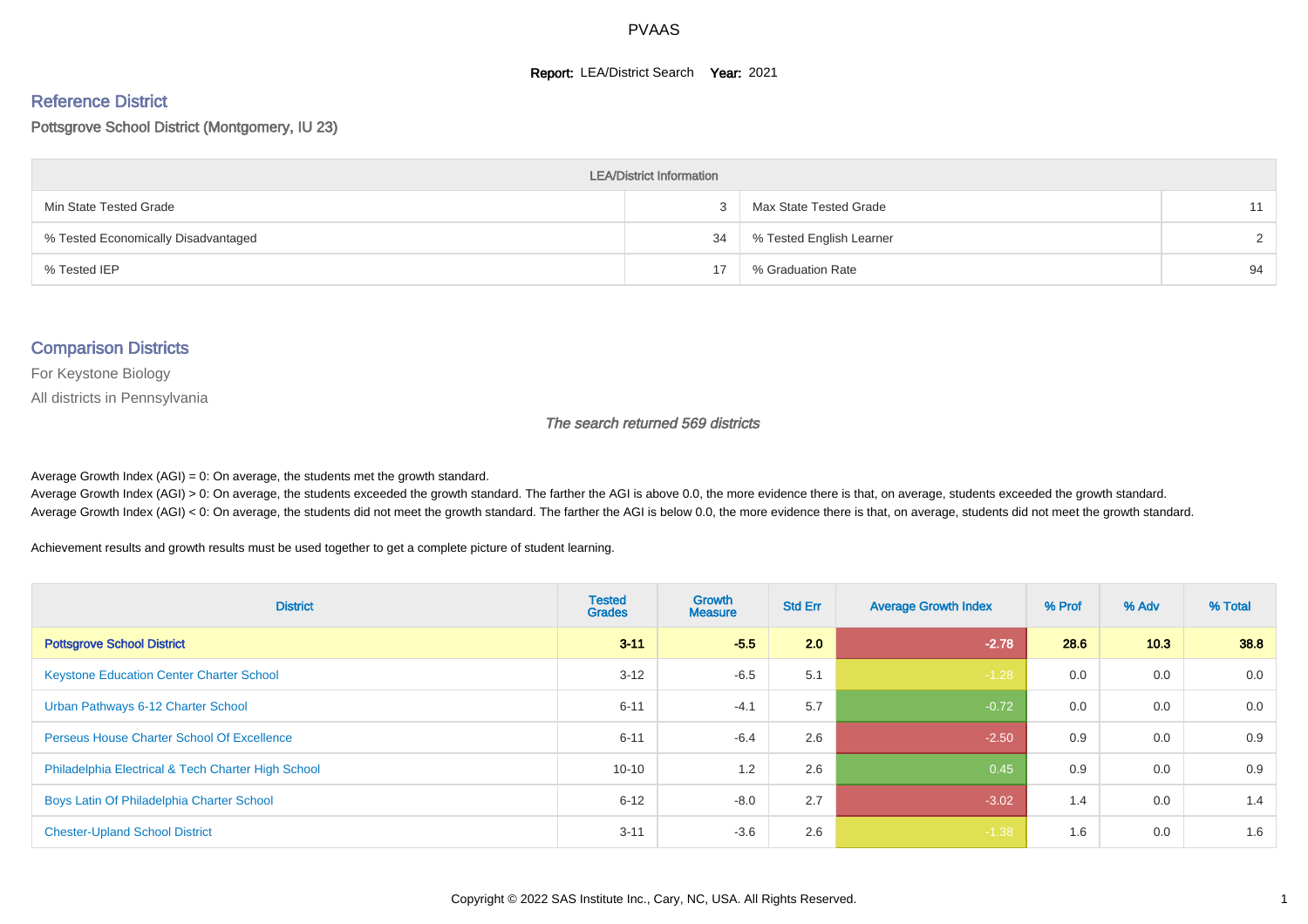# PVAAS

**Report:** LEA/District Search **Year:** 2021

## Reference District

Pottsgrove School District (Montgomery, IU 23)

| LEA/District Information | | | |
|---|---|---|---|
| Min State Tested Grade | 3 | Max State Tested Grade | 11 |
| % Tested Economically Disadvantaged | 34 | % Tested English Learner | 2 |
| % Tested IEP | 17 | % Graduation Rate | 94 |

## Comparison Districts

For Keystone Biology

All districts in Pennsylvania

*The search returned 569 districts*

Average Growth Index (AGI) = 0: On average, the students met the growth standard.
Average Growth Index (AGI) > 0: On average, the students exceeded the growth standard. The farther the AGI is above 0.0, the more evidence there is that, on average, students exceeded the growth standard.
Average Growth Index (AGI) < 0: On average, the students did not meet the growth standard. The farther the AGI is below 0.0, the more evidence there is that, on average, students did not meet the growth standard.

Achievement results and growth results must be used together to get a complete picture of student learning.

| District | Tested Grades | Growth Measure | Std Err | Average Growth Index | % Prof | % Adv | % Total |
|---|---|---|---|---|---|---|---|
| **Pottsgrove School District** | **3-11** | **-5.5** | **2.0** | **-2.78** | **28.6** | **10.3** | **38.8** |
| Keystone Education Center Charter School | 3-12 | -6.5 | 5.1 | -1.28 | 0.0 | 0.0 | 0.0 |
| Urban Pathways 6-12 Charter School | 6-11 | -4.1 | 5.7 | -0.72 | 0.0 | 0.0 | 0.0 |
| Perseus House Charter School Of Excellence | 6-11 | -6.4 | 2.6 | -2.50 | 0.9 | 0.0 | 0.9 |
| Philadelphia Electrical & Tech Charter High School | 10-10 | 1.2 | 2.6 | 0.45 | 0.9 | 0.0 | 0.9 |
| Boys Latin Of Philadelphia Charter School | 6-12 | -8.0 | 2.7 | -3.02 | 1.4 | 0.0 | 1.4 |
| Chester-Upland School District | 3-11 | -3.6 | 2.6 | -1.38 | 1.6 | 0.0 | 1.6 |

Copyright © 2022 SAS Institute Inc., Cary, NC, USA. All Rights Reserved.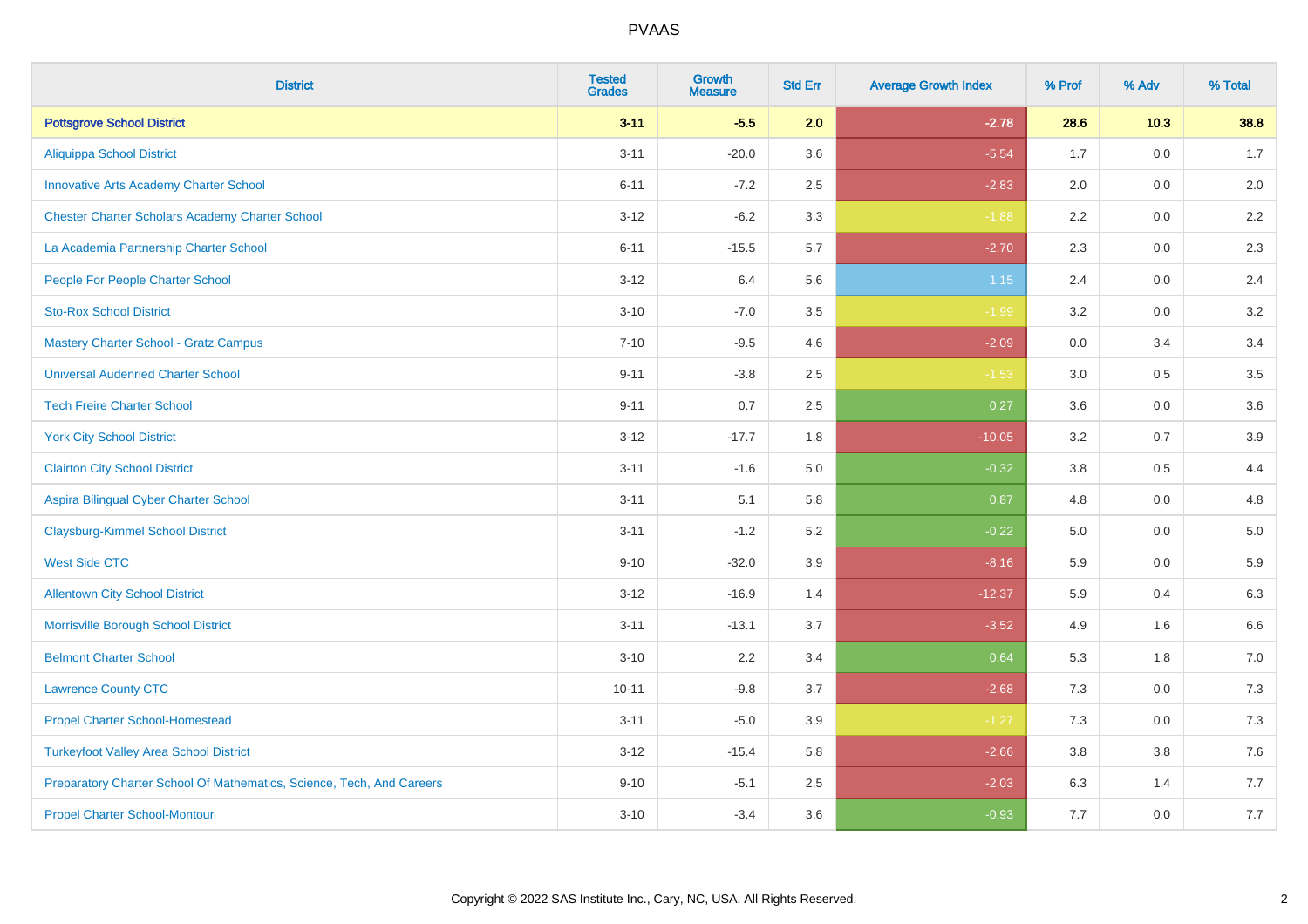| District | Tested Grades | Growth Measure | Std Err | Average Growth Index | % Prof | % Adv | % Total |
|---|---|---|---|---|---|---|---|
| **Pottsgrove School District** | **3-11** | **-5.5** | **2.0** | **-2.78** | **28.6** | **10.3** | **38.8** |
| Aliquippa School District | 3-11 | -20.0 | 3.6 | -5.54 | 1.7 | 0.0 | 1.7 |
| Innovative Arts Academy Charter School | 6-11 | -7.2 | 2.5 | -2.83 | 2.0 | 0.0 | 2.0 |
| Chester Charter Scholars Academy Charter School | 3-12 | -6.2 | 3.3 | -1.88 | 2.2 | 0.0 | 2.2 |
| La Academia Partnership Charter School | 6-11 | -15.5 | 5.7 | -2.70 | 2.3 | 0.0 | 2.3 |
| People For People Charter School | 3-12 | 6.4 | 5.6 | 1.15 | 2.4 | 0.0 | 2.4 |
| Sto-Rox School District | 3-10 | -7.0 | 3.5 | -1.99 | 3.2 | 0.0 | 3.2 |
| Mastery Charter School - Gratz Campus | 7-10 | -9.5 | 4.6 | -2.09 | 0.0 | 3.4 | 3.4 |
| Universal Audenried Charter School | 9-11 | -3.8 | 2.5 | -1.53 | 3.0 | 0.5 | 3.5 |
| Tech Freire Charter School | 9-11 | 0.7 | 2.5 | 0.27 | 3.6 | 0.0 | 3.6 |
| York City School District | 3-12 | -17.7 | 1.8 | -10.05 | 3.2 | 0.7 | 3.9 |
| Clairton City School District | 3-11 | -1.6 | 5.0 | -0.32 | 3.8 | 0.5 | 4.4 |
| Aspira Bilingual Cyber Charter School | 3-11 | 5.1 | 5.8 | 0.87 | 4.8 | 0.0 | 4.8 |
| Claysburg-Kimmel School District | 3-11 | -1.2 | 5.2 | -0.22 | 5.0 | 0.0 | 5.0 |
| West Side CTC | 9-10 | -32.0 | 3.9 | -8.16 | 5.9 | 0.0 | 5.9 |
| Allentown City School District | 3-12 | -16.9 | 1.4 | -12.37 | 5.9 | 0.4 | 6.3 |
| Morrisville Borough School District | 3-11 | -13.1 | 3.7 | -3.52 | 4.9 | 1.6 | 6.6 |
| Belmont Charter School | 3-10 | 2.2 | 3.4 | 0.64 | 5.3 | 1.8 | 7.0 |
| Lawrence County CTC | 10-11 | -9.8 | 3.7 | -2.68 | 7.3 | 0.0 | 7.3 |
| Propel Charter School-Homestead | 3-11 | -5.0 | 3.9 | -1.27 | 7.3 | 0.0 | 7.3 |
| Turkeyfoot Valley Area School District | 3-12 | -15.4 | 5.8 | -2.66 | 3.8 | 3.8 | 7.6 |
| Preparatory Charter School Of Mathematics, Science, Tech, And Careers | 9-10 | -5.1 | 2.5 | -2.03 | 6.3 | 1.4 | 7.7 |
| Propel Charter School-Montour | 3-10 | -3.4 | 3.6 | -0.93 | 7.7 | 0.0 | 7.7 |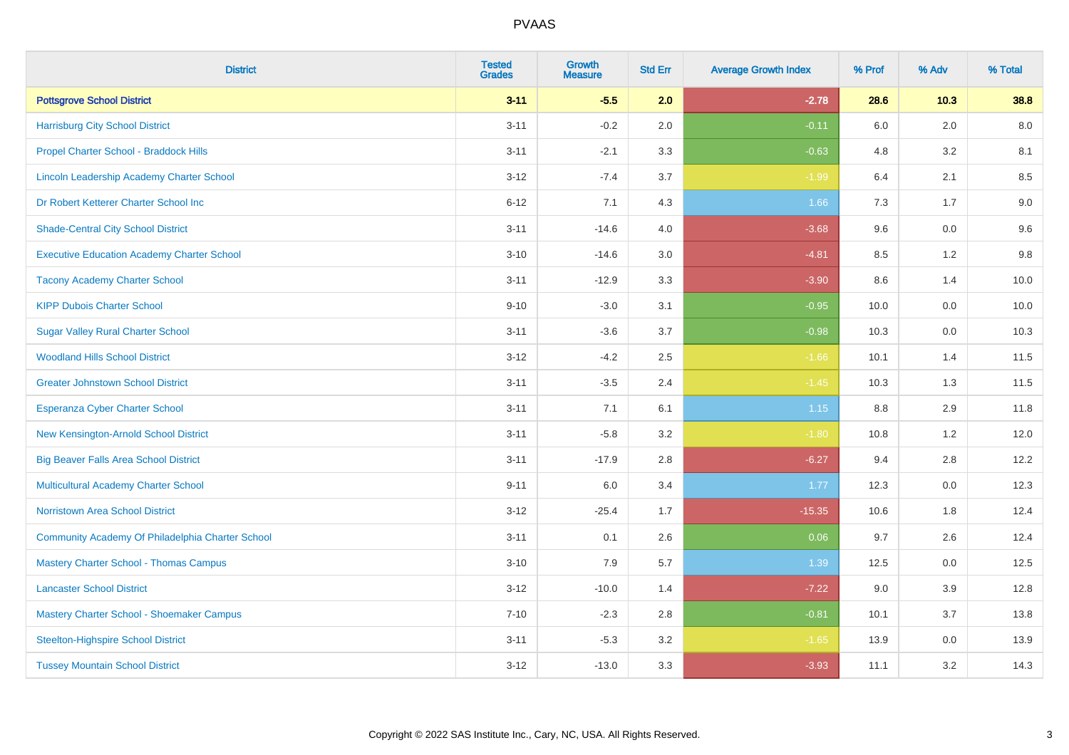# PVAAS

| District | Tested Grades | Growth Measure | Std Err | Average Growth Index | % Prof | % Adv | % Total |
|---|---|---|---|---|---|---|---|
| **Pottsgrove School District** | **3-11** | **-5.5** | **2.0** | **-2.78** | **28.6** | **10.3** | **38.8** |
| Harrisburg City School District | 3-11 | -0.2 | 2.0 | -0.11 | 6.0 | 2.0 | 8.0 |
| Propel Charter School - Braddock Hills | 3-11 | -2.1 | 3.3 | -0.63 | 4.8 | 3.2 | 8.1 |
| Lincoln Leadership Academy Charter School | 3-12 | -7.4 | 3.7 | -1.99 | 6.4 | 2.1 | 8.5 |
| Dr Robert Ketterer Charter School Inc | 6-12 | 7.1 | 4.3 | 1.66 | 7.3 | 1.7 | 9.0 |
| Shade-Central City School District | 3-11 | -14.6 | 4.0 | -3.68 | 9.6 | 0.0 | 9.6 |
| Executive Education Academy Charter School | 3-10 | -14.6 | 3.0 | -4.81 | 8.5 | 1.2 | 9.8 |
| Tacony Academy Charter School | 3-11 | -12.9 | 3.3 | -3.90 | 8.6 | 1.4 | 10.0 |
| KIPP Dubois Charter School | 9-10 | -3.0 | 3.1 | -0.95 | 10.0 | 0.0 | 10.0 |
| Sugar Valley Rural Charter School | 3-11 | -3.6 | 3.7 | -0.98 | 10.3 | 0.0 | 10.3 |
| Woodland Hills School District | 3-12 | -4.2 | 2.5 | -1.66 | 10.1 | 1.4 | 11.5 |
| Greater Johnstown School District | 3-11 | -3.5 | 2.4 | -1.45 | 10.3 | 1.3 | 11.5 |
| Esperanza Cyber Charter School | 3-11 | 7.1 | 6.1 | 1.15 | 8.8 | 2.9 | 11.8 |
| New Kensington-Arnold School District | 3-11 | -5.8 | 3.2 | -1.80 | 10.8 | 1.2 | 12.0 |
| Big Beaver Falls Area School District | 3-11 | -17.9 | 2.8 | -6.27 | 9.4 | 2.8 | 12.2 |
| Multicultural Academy Charter School | 9-11 | 6.0 | 3.4 | 1.77 | 12.3 | 0.0 | 12.3 |
| Norristown Area School District | 3-12 | -25.4 | 1.7 | -15.35 | 10.6 | 1.8 | 12.4 |
| Community Academy Of Philadelphia Charter School | 3-11 | 0.1 | 2.6 | 0.06 | 9.7 | 2.6 | 12.4 |
| Mastery Charter School - Thomas Campus | 3-10 | 7.9 | 5.7 | 1.39 | 12.5 | 0.0 | 12.5 |
| Lancaster School District | 3-12 | -10.0 | 1.4 | -7.22 | 9.0 | 3.9 | 12.8 |
| Mastery Charter School - Shoemaker Campus | 7-10 | -2.3 | 2.8 | -0.81 | 10.1 | 3.7 | 13.8 |
| Steelton-Highspire School District | 3-11 | -5.3 | 3.2 | -1.65 | 13.9 | 0.0 | 13.9 |
| Tussey Mountain School District | 3-12 | -13.0 | 3.3 | -3.93 | 11.1 | 3.2 | 14.3 |

Copyright © 2022 SAS Institute Inc., Cary, NC, USA. All Rights Reserved.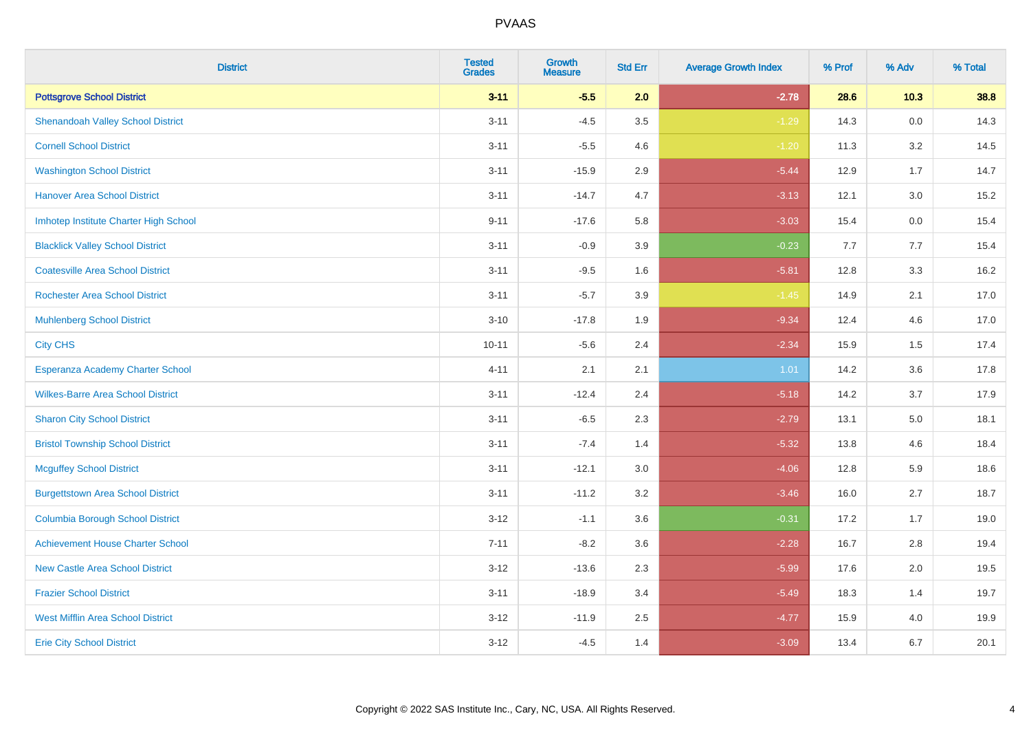# PVAAS

| District | Tested Grades | Growth Measure | Std Err | Average Growth Index | % Prof | % Adv | % Total |
|---|---|---|---|---|---|---|---|
| **Pottsgrove School District** | **3-11** | **-5.5** | **2.0** | **-2.78** | **28.6** | **10.3** | **38.8** |
| Shenandoah Valley School District | 3-11 | -4.5 | 3.5 | -1.29 | 14.3 | 0.0 | 14.3 |
| Cornell School District | 3-11 | -5.5 | 4.6 | -1.20 | 11.3 | 3.2 | 14.5 |
| Washington School District | 3-11 | -15.9 | 2.9 | -5.44 | 12.9 | 1.7 | 14.7 |
| Hanover Area School District | 3-11 | -14.7 | 4.7 | -3.13 | 12.1 | 3.0 | 15.2 |
| Imhotep Institute Charter High School | 9-11 | -17.6 | 5.8 | -3.03 | 15.4 | 0.0 | 15.4 |
| Blacklick Valley School District | 3-11 | -0.9 | 3.9 | -0.23 | 7.7 | 7.7 | 15.4 |
| Coatesville Area School District | 3-11 | -9.5 | 1.6 | -5.81 | 12.8 | 3.3 | 16.2 |
| Rochester Area School District | 3-11 | -5.7 | 3.9 | -1.45 | 14.9 | 2.1 | 17.0 |
| Muhlenberg School District | 3-10 | -17.8 | 1.9 | -9.34 | 12.4 | 4.6 | 17.0 |
| City CHS | 10-11 | -5.6 | 2.4 | -2.34 | 15.9 | 1.5 | 17.4 |
| Esperanza Academy Charter School | 4-11 | 2.1 | 2.1 | 1.01 | 14.2 | 3.6 | 17.8 |
| Wilkes-Barre Area School District | 3-11 | -12.4 | 2.4 | -5.18 | 14.2 | 3.7 | 17.9 |
| Sharon City School District | 3-11 | -6.5 | 2.3 | -2.79 | 13.1 | 5.0 | 18.1 |
| Bristol Township School District | 3-11 | -7.4 | 1.4 | -5.32 | 13.8 | 4.6 | 18.4 |
| Mcguffey School District | 3-11 | -12.1 | 3.0 | -4.06 | 12.8 | 5.9 | 18.6 |
| Burgettstown Area School District | 3-11 | -11.2 | 3.2 | -3.46 | 16.0 | 2.7 | 18.7 |
| Columbia Borough School District | 3-12 | -1.1 | 3.6 | -0.31 | 17.2 | 1.7 | 19.0 |
| Achievement House Charter School | 7-11 | -8.2 | 3.6 | -2.28 | 16.7 | 2.8 | 19.4 |
| New Castle Area School District | 3-12 | -13.6 | 2.3 | -5.99 | 17.6 | 2.0 | 19.5 |
| Frazier School District | 3-11 | -18.9 | 3.4 | -5.49 | 18.3 | 1.4 | 19.7 |
| West Mifflin Area School District | 3-12 | -11.9 | 2.5 | -4.77 | 15.9 | 4.0 | 19.9 |
| Erie City School District | 3-12 | -4.5 | 1.4 | -3.09 | 13.4 | 6.7 | 20.1 |

Copyright © 2022 SAS Institute Inc., Cary, NC, USA. All Rights Reserved.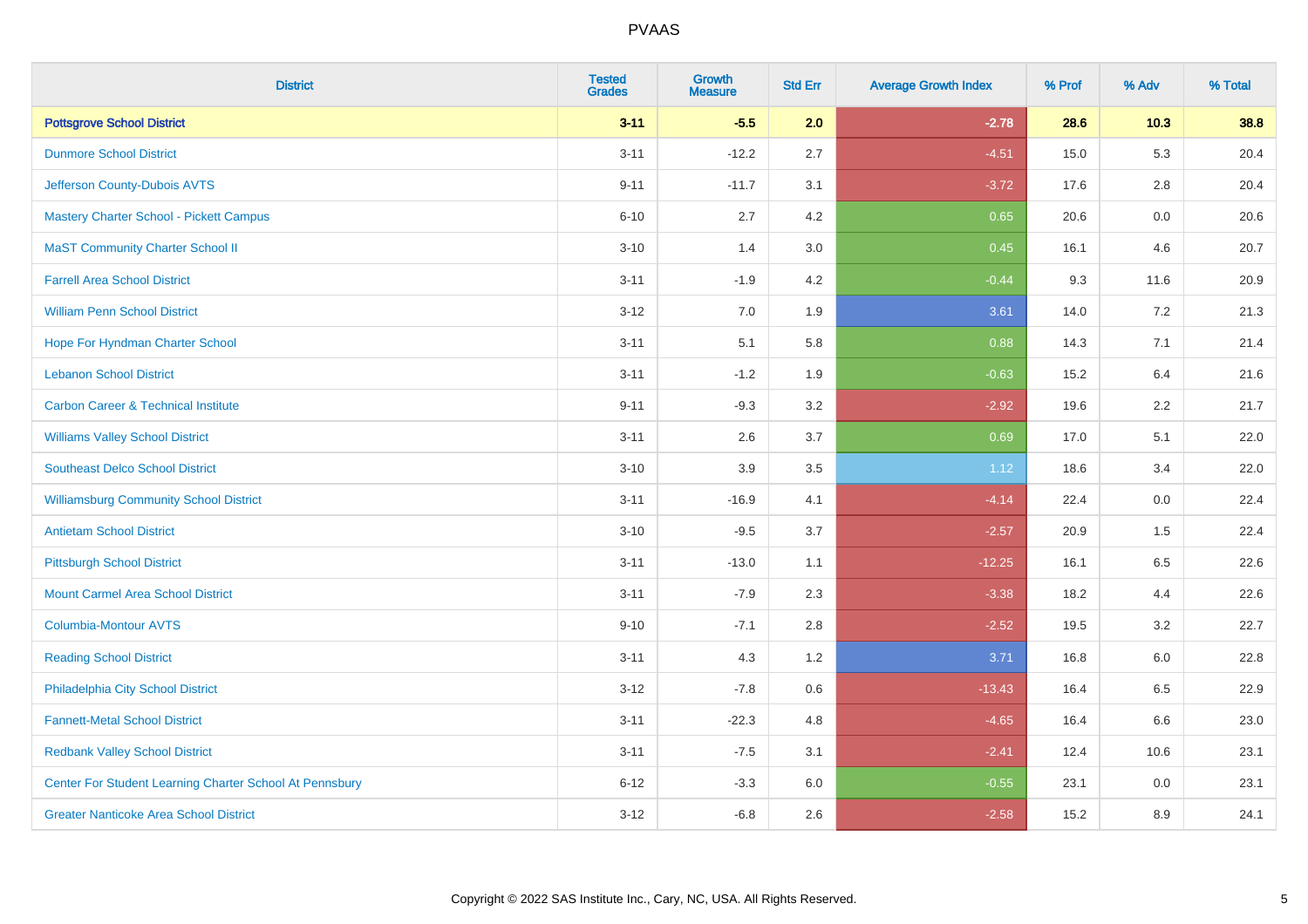| District | Tested Grades | Growth Measure | Std Err | Average Growth Index | % Prof | % Adv | % Total |
|---|---|---|---|---|---|---|---|
| **Pottsgrove School District** | **3-11** | **-5.5** | **2.0** | **-2.78** | **28.6** | **10.3** | **38.8** |
| Dunmore School District | 3-11 | -12.2 | 2.7 | -4.51 | 15.0 | 5.3 | 20.4 |
| Jefferson County-Dubois AVTS | 9-11 | -11.7 | 3.1 | -3.72 | 17.6 | 2.8 | 20.4 |
| Mastery Charter School - Pickett Campus | 6-10 | 2.7 | 4.2 | 0.65 | 20.6 | 0.0 | 20.6 |
| MaST Community Charter School II | 3-10 | 1.4 | 3.0 | 0.45 | 16.1 | 4.6 | 20.7 |
| Farrell Area School District | 3-11 | -1.9 | 4.2 | -0.44 | 9.3 | 11.6 | 20.9 |
| William Penn School District | 3-12 | 7.0 | 1.9 | 3.61 | 14.0 | 7.2 | 21.3 |
| Hope For Hyndman Charter School | 3-11 | 5.1 | 5.8 | 0.88 | 14.3 | 7.1 | 21.4 |
| Lebanon School District | 3-11 | -1.2 | 1.9 | -0.63 | 15.2 | 6.4 | 21.6 |
| Carbon Career & Technical Institute | 9-11 | -9.3 | 3.2 | -2.92 | 19.6 | 2.2 | 21.7 |
| Williams Valley School District | 3-11 | 2.6 | 3.7 | 0.69 | 17.0 | 5.1 | 22.0 |
| Southeast Delco School District | 3-10 | 3.9 | 3.5 | 1.12 | 18.6 | 3.4 | 22.0 |
| Williamsburg Community School District | 3-11 | -16.9 | 4.1 | -4.14 | 22.4 | 0.0 | 22.4 |
| Antietam School District | 3-10 | -9.5 | 3.7 | -2.57 | 20.9 | 1.5 | 22.4 |
| Pittsburgh School District | 3-11 | -13.0 | 1.1 | -12.25 | 16.1 | 6.5 | 22.6 |
| Mount Carmel Area School District | 3-11 | -7.9 | 2.3 | -3.38 | 18.2 | 4.4 | 22.6 |
| Columbia-Montour AVTS | 9-10 | -7.1 | 2.8 | -2.52 | 19.5 | 3.2 | 22.7 |
| Reading School District | 3-11 | 4.3 | 1.2 | 3.71 | 16.8 | 6.0 | 22.8 |
| Philadelphia City School District | 3-12 | -7.8 | 0.6 | -13.43 | 16.4 | 6.5 | 22.9 |
| Fannett-Metal School District | 3-11 | -22.3 | 4.8 | -4.65 | 16.4 | 6.6 | 23.0 |
| Redbank Valley School District | 3-11 | -7.5 | 3.1 | -2.41 | 12.4 | 10.6 | 23.1 |
| Center For Student Learning Charter School At Pennsbury | 6-12 | -3.3 | 6.0 | -0.55 | 23.1 | 0.0 | 23.1 |
| Greater Nanticoke Area School District | 3-12 | -6.8 | 2.6 | -2.58 | 15.2 | 8.9 | 24.1 |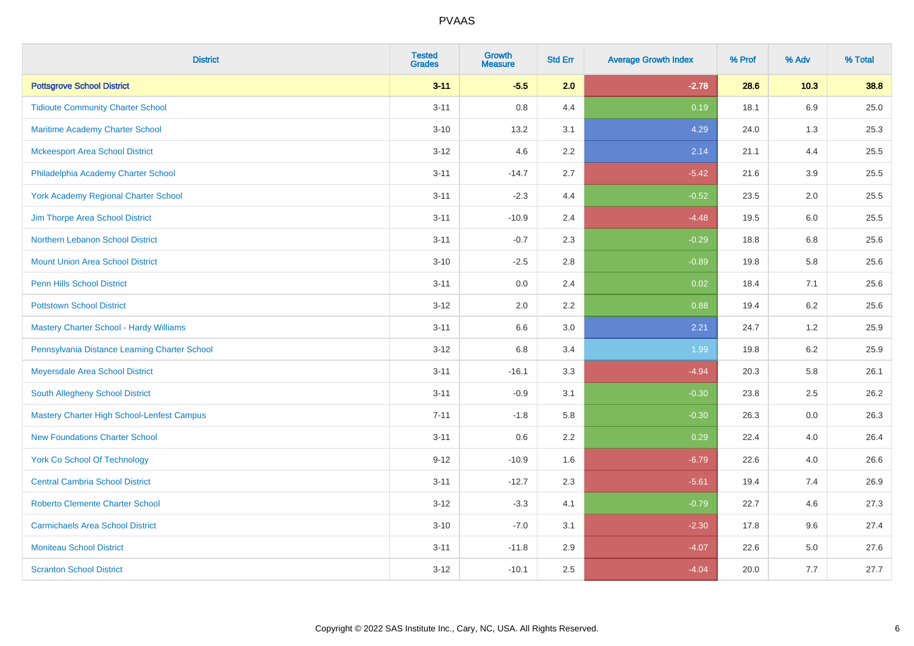# PVAAS

| District | Tested Grades | Growth Measure | Std Err | Average Growth Index | % Prof | % Adv | % Total |
|---|---|---|---|---|---|---|---|
| **Pottsgrove School District** | **3-11** | **-5.5** | **2.0** | **-2.78** | **28.6** | **10.3** | **38.8** |
| Tidioute Community Charter School | 3-11 | 0.8 | 4.4 | 0.19 | 18.1 | 6.9 | 25.0 |
| Maritime Academy Charter School | 3-10 | 13.2 | 3.1 | 4.29 | 24.0 | 1.3 | 25.3 |
| Mckeesport Area School District | 3-12 | 4.6 | 2.2 | 2.14 | 21.1 | 4.4 | 25.5 |
| Philadelphia Academy Charter School | 3-11 | -14.7 | 2.7 | -5.42 | 21.6 | 3.9 | 25.5 |
| York Academy Regional Charter School | 3-11 | -2.3 | 4.4 | -0.52 | 23.5 | 2.0 | 25.5 |
| Jim Thorpe Area School District | 3-11 | -10.9 | 2.4 | -4.48 | 19.5 | 6.0 | 25.5 |
| Northern Lebanon School District | 3-11 | -0.7 | 2.3 | -0.29 | 18.8 | 6.8 | 25.6 |
| Mount Union Area School District | 3-10 | -2.5 | 2.8 | -0.89 | 19.8 | 5.8 | 25.6 |
| Penn Hills School District | 3-11 | 0.0 | 2.4 | 0.02 | 18.4 | 7.1 | 25.6 |
| Pottstown School District | 3-12 | 2.0 | 2.2 | 0.88 | 19.4 | 6.2 | 25.6 |
| Mastery Charter School - Hardy Williams | 3-11 | 6.6 | 3.0 | 2.21 | 24.7 | 1.2 | 25.9 |
| Pennsylvania Distance Learning Charter School | 3-12 | 6.8 | 3.4 | 1.99 | 19.8 | 6.2 | 25.9 |
| Meyersdale Area School District | 3-11 | -16.1 | 3.3 | -4.94 | 20.3 | 5.8 | 26.1 |
| South Allegheny School District | 3-11 | -0.9 | 3.1 | -0.30 | 23.8 | 2.5 | 26.2 |
| Mastery Charter High School-Lenfest Campus | 7-11 | -1.8 | 5.8 | -0.30 | 26.3 | 0.0 | 26.3 |
| New Foundations Charter School | 3-11 | 0.6 | 2.2 | 0.29 | 22.4 | 4.0 | 26.4 |
| York Co School Of Technology | 9-12 | -10.9 | 1.6 | -6.79 | 22.6 | 4.0 | 26.6 |
| Central Cambria School District | 3-11 | -12.7 | 2.3 | -5.61 | 19.4 | 7.4 | 26.9 |
| Roberto Clemente Charter School | 3-12 | -3.3 | 4.1 | -0.79 | 22.7 | 4.6 | 27.3 |
| Carmichaels Area School District | 3-10 | -7.0 | 3.1 | -2.30 | 17.8 | 9.6 | 27.4 |
| Moniteau School District | 3-11 | -11.8 | 2.9 | -4.07 | 22.6 | 5.0 | 27.6 |
| Scranton School District | 3-12 | -10.1 | 2.5 | -4.04 | 20.0 | 7.7 | 27.7 |

Copyright © 2022 SAS Institute Inc., Cary, NC, USA. All Rights Reserved.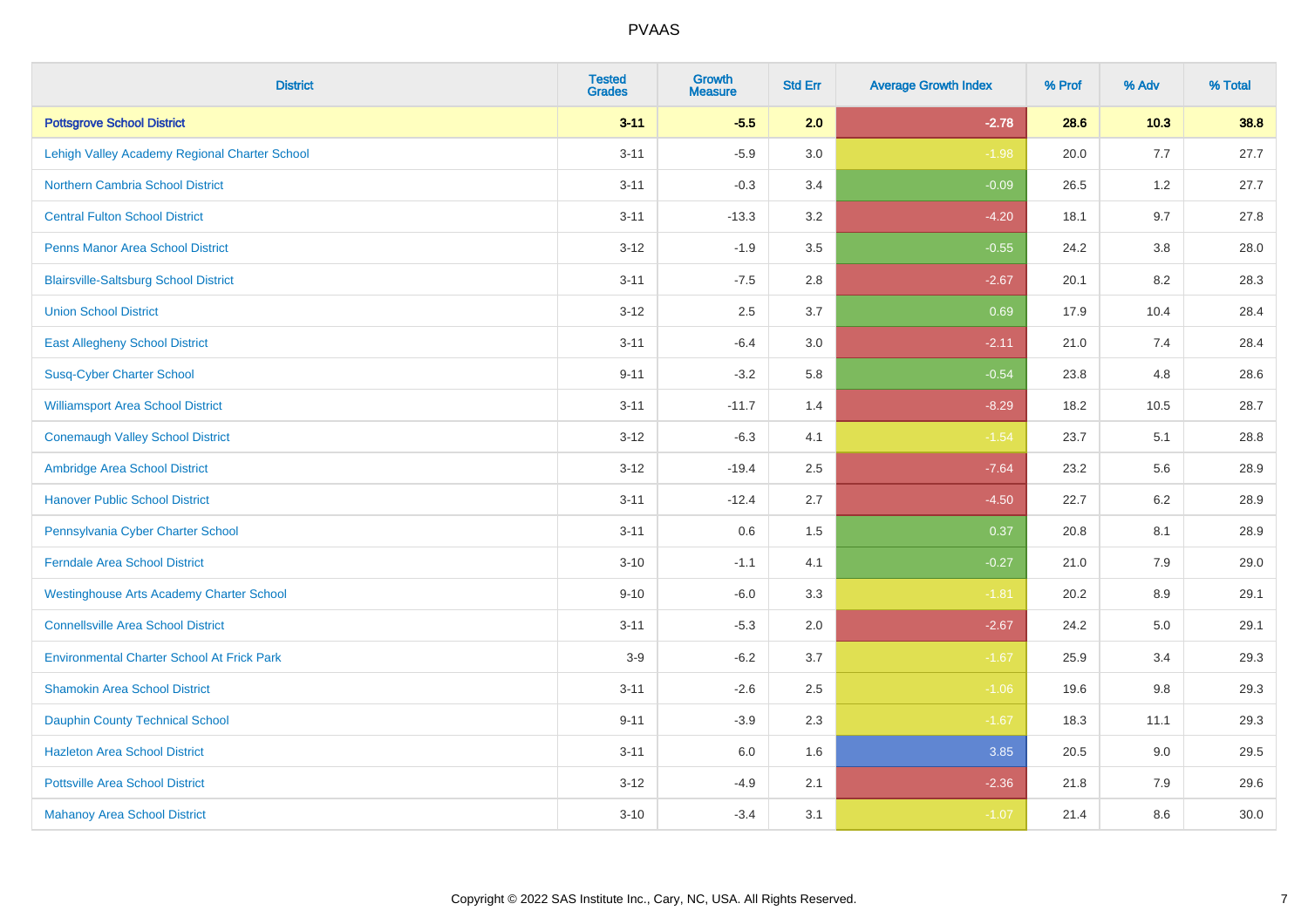# PVAAS

| District | Tested Grades | Growth Measure | Std Err | Average Growth Index | % Prof | % Adv | % Total |
|---|---|---|---|---|---|---|---|
| **Pottsgrove School District** | **3-11** | **-5.5** | **2.0** | **-2.78** | **28.6** | **10.3** | **38.8** |
| Lehigh Valley Academy Regional Charter School | 3-11 | -5.9 | 3.0 | -1.98 | 20.0 | 7.7 | 27.7 |
| Northern Cambria School District | 3-11 | -0.3 | 3.4 | -0.09 | 26.5 | 1.2 | 27.7 |
| Central Fulton School District | 3-11 | -13.3 | 3.2 | -4.20 | 18.1 | 9.7 | 27.8 |
| Penns Manor Area School District | 3-12 | -1.9 | 3.5 | -0.55 | 24.2 | 3.8 | 28.0 |
| Blairsville-Saltsburg School District | 3-11 | -7.5 | 2.8 | -2.67 | 20.1 | 8.2 | 28.3 |
| Union School District | 3-12 | 2.5 | 3.7 | 0.69 | 17.9 | 10.4 | 28.4 |
| East Allegheny School District | 3-11 | -6.4 | 3.0 | -2.11 | 21.0 | 7.4 | 28.4 |
| Susq-Cyber Charter School | 9-11 | -3.2 | 5.8 | -0.54 | 23.8 | 4.8 | 28.6 |
| Williamsport Area School District | 3-11 | -11.7 | 1.4 | -8.29 | 18.2 | 10.5 | 28.7 |
| Conemaugh Valley School District | 3-12 | -6.3 | 4.1 | -1.54 | 23.7 | 5.1 | 28.8 |
| Ambridge Area School District | 3-12 | -19.4 | 2.5 | -7.64 | 23.2 | 5.6 | 28.9 |
| Hanover Public School District | 3-11 | -12.4 | 2.7 | -4.50 | 22.7 | 6.2 | 28.9 |
| Pennsylvania Cyber Charter School | 3-11 | 0.6 | 1.5 | 0.37 | 20.8 | 8.1 | 28.9 |
| Ferndale Area School District | 3-10 | -1.1 | 4.1 | -0.27 | 21.0 | 7.9 | 29.0 |
| Westinghouse Arts Academy Charter School | 9-10 | -6.0 | 3.3 | -1.81 | 20.2 | 8.9 | 29.1 |
| Connellsville Area School District | 3-11 | -5.3 | 2.0 | -2.67 | 24.2 | 5.0 | 29.1 |
| Environmental Charter School At Frick Park | 3-9 | -6.2 | 3.7 | -1.67 | 25.9 | 3.4 | 29.3 |
| Shamokin Area School District | 3-11 | -2.6 | 2.5 | -1.06 | 19.6 | 9.8 | 29.3 |
| Dauphin County Technical School | 9-11 | -3.9 | 2.3 | -1.67 | 18.3 | 11.1 | 29.3 |
| Hazleton Area School District | 3-11 | 6.0 | 1.6 | 3.85 | 20.5 | 9.0 | 29.5 |
| Pottsville Area School District | 3-12 | -4.9 | 2.1 | -2.36 | 21.8 | 7.9 | 29.6 |
| Mahanoy Area School District | 3-10 | -3.4 | 3.1 | -1.07 | 21.4 | 8.6 | 30.0 |

Copyright © 2022 SAS Institute Inc., Cary, NC, USA. All Rights Reserved.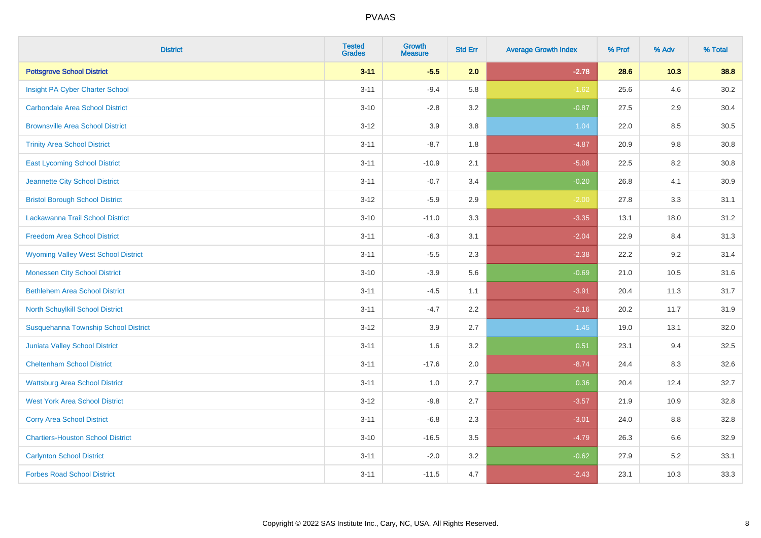| District | Tested Grades | Growth Measure | Std Err | Average Growth Index | % Prof | % Adv | % Total |
|---|---|---|---|---|---|---|---|
| **Pottsgrove School District** | **3-11** | **-5.5** | **2.0** | **-2.78** | **28.6** | **10.3** | **38.8** |
| Insight PA Cyber Charter School | 3-11 | -9.4 | 5.8 | -1.62 | 25.6 | 4.6 | 30.2 |
| Carbondale Area School District | 3-10 | -2.8 | 3.2 | -0.87 | 27.5 | 2.9 | 30.4 |
| Brownsville Area School District | 3-12 | 3.9 | 3.8 | 1.04 | 22.0 | 8.5 | 30.5 |
| Trinity Area School District | 3-11 | -8.7 | 1.8 | -4.87 | 20.9 | 9.8 | 30.8 |
| East Lycoming School District | 3-11 | -10.9 | 2.1 | -5.08 | 22.5 | 8.2 | 30.8 |
| Jeannette City School District | 3-11 | -0.7 | 3.4 | -0.20 | 26.8 | 4.1 | 30.9 |
| Bristol Borough School District | 3-12 | -5.9 | 2.9 | -2.00 | 27.8 | 3.3 | 31.1 |
| Lackawanna Trail School District | 3-10 | -11.0 | 3.3 | -3.35 | 13.1 | 18.0 | 31.2 |
| Freedom Area School District | 3-11 | -6.3 | 3.1 | -2.04 | 22.9 | 8.4 | 31.3 |
| Wyoming Valley West School District | 3-11 | -5.5 | 2.3 | -2.38 | 22.2 | 9.2 | 31.4 |
| Monessen City School District | 3-10 | -3.9 | 5.6 | -0.69 | 21.0 | 10.5 | 31.6 |
| Bethlehem Area School District | 3-11 | -4.5 | 1.1 | -3.91 | 20.4 | 11.3 | 31.7 |
| North Schuylkill School District | 3-11 | -4.7 | 2.2 | -2.16 | 20.2 | 11.7 | 31.9 |
| Susquehanna Township School District | 3-12 | 3.9 | 2.7 | 1.45 | 19.0 | 13.1 | 32.0 |
| Juniata Valley School District | 3-11 | 1.6 | 3.2 | 0.51 | 23.1 | 9.4 | 32.5 |
| Cheltenham School District | 3-11 | -17.6 | 2.0 | -8.74 | 24.4 | 8.3 | 32.6 |
| Wattsburg Area School District | 3-11 | 1.0 | 2.7 | 0.36 | 20.4 | 12.4 | 32.7 |
| West York Area School District | 3-12 | -9.8 | 2.7 | -3.57 | 21.9 | 10.9 | 32.8 |
| Corry Area School District | 3-11 | -6.8 | 2.3 | -3.01 | 24.0 | 8.8 | 32.8 |
| Chartiers-Houston School District | 3-10 | -16.5 | 3.5 | -4.79 | 26.3 | 6.6 | 32.9 |
| Carlynton School District | 3-11 | -2.0 | 3.2 | -0.62 | 27.9 | 5.2 | 33.1 |
| Forbes Road School District | 3-11 | -11.5 | 4.7 | -2.43 | 23.1 | 10.3 | 33.3 |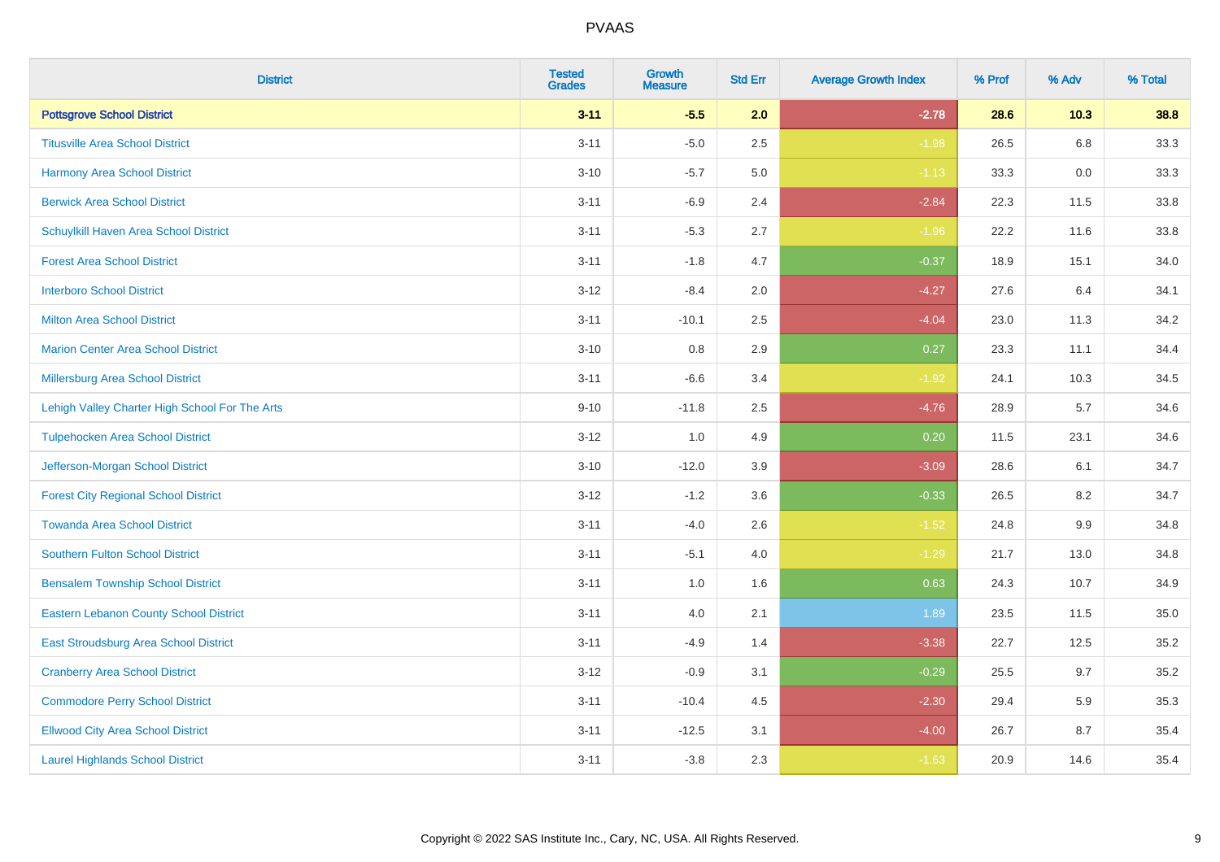# PVAAS

| District | Tested Grades | Growth Measure | Std Err | Average Growth Index | % Prof | % Adv | % Total |
|---|---|---|---|---|---|---|---|
| **Pottsgrove School District** | **3-11** | **-5.5** | **2.0** | **-2.78** | **28.6** | **10.3** | **38.8** |
| Titusville Area School District | 3-11 | -5.0 | 2.5 | -1.98 | 26.5 | 6.8 | 33.3 |
| Harmony Area School District | 3-10 | -5.7 | 5.0 | -1.13 | 33.3 | 0.0 | 33.3 |
| Berwick Area School District | 3-11 | -6.9 | 2.4 | -2.84 | 22.3 | 11.5 | 33.8 |
| Schuylkill Haven Area School District | 3-11 | -5.3 | 2.7 | -1.96 | 22.2 | 11.6 | 33.8 |
| Forest Area School District | 3-11 | -1.8 | 4.7 | -0.37 | 18.9 | 15.1 | 34.0 |
| Interboro School District | 3-12 | -8.4 | 2.0 | -4.27 | 27.6 | 6.4 | 34.1 |
| Milton Area School District | 3-11 | -10.1 | 2.5 | -4.04 | 23.0 | 11.3 | 34.2 |
| Marion Center Area School District | 3-10 | 0.8 | 2.9 | 0.27 | 23.3 | 11.1 | 34.4 |
| Millersburg Area School District | 3-11 | -6.6 | 3.4 | -1.92 | 24.1 | 10.3 | 34.5 |
| Lehigh Valley Charter High School For The Arts | 9-10 | -11.8 | 2.5 | -4.76 | 28.9 | 5.7 | 34.6 |
| Tulpehocken Area School District | 3-12 | 1.0 | 4.9 | 0.20 | 11.5 | 23.1 | 34.6 |
| Jefferson-Morgan School District | 3-10 | -12.0 | 3.9 | -3.09 | 28.6 | 6.1 | 34.7 |
| Forest City Regional School District | 3-12 | -1.2 | 3.6 | -0.33 | 26.5 | 8.2 | 34.7 |
| Towanda Area School District | 3-11 | -4.0 | 2.6 | -1.52 | 24.8 | 9.9 | 34.8 |
| Southern Fulton School District | 3-11 | -5.1 | 4.0 | -1.29 | 21.7 | 13.0 | 34.8 |
| Bensalem Township School District | 3-11 | 1.0 | 1.6 | 0.63 | 24.3 | 10.7 | 34.9 |
| Eastern Lebanon County School District | 3-11 | 4.0 | 2.1 | 1.89 | 23.5 | 11.5 | 35.0 |
| East Stroudsburg Area School District | 3-11 | -4.9 | 1.4 | -3.38 | 22.7 | 12.5 | 35.2 |
| Cranberry Area School District | 3-12 | -0.9 | 3.1 | -0.29 | 25.5 | 9.7 | 35.2 |
| Commodore Perry School District | 3-11 | -10.4 | 4.5 | -2.30 | 29.4 | 5.9 | 35.3 |
| Ellwood City Area School District | 3-11 | -12.5 | 3.1 | -4.00 | 26.7 | 8.7 | 35.4 |
| Laurel Highlands School District | 3-11 | -3.8 | 2.3 | -1.63 | 20.9 | 14.6 | 35.4 |

Copyright © 2022 SAS Institute Inc., Cary, NC, USA. All Rights Reserved.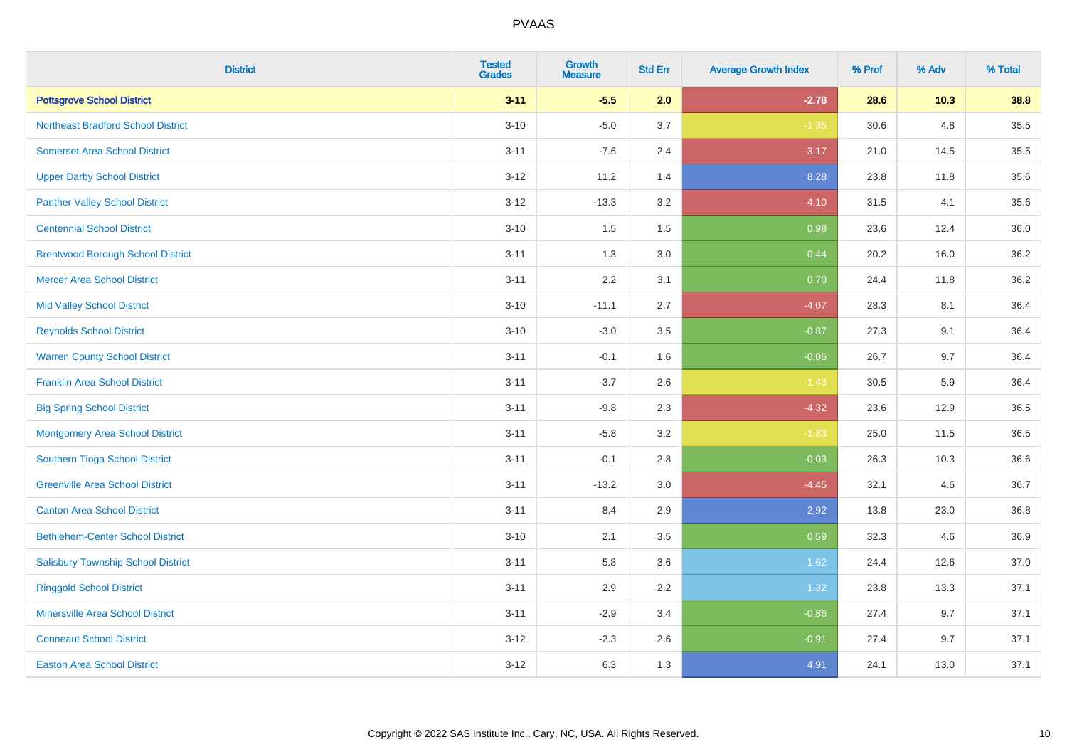| District | Tested Grades | Growth Measure | Std Err | Average Growth Index | % Prof | % Adv | % Total |
|---|---|---|---|---|---|---|---|
| **Pottsgrove School District** | **3-11** | **-5.5** | **2.0** | **-2.78** | **28.6** | **10.3** | **38.8** |
| Northeast Bradford School District | 3-10 | -5.0 | 3.7 | -1.35 | 30.6 | 4.8 | 35.5 |
| Somerset Area School District | 3-11 | -7.6 | 2.4 | -3.17 | 21.0 | 14.5 | 35.5 |
| Upper Darby School District | 3-12 | 11.2 | 1.4 | 8.28 | 23.8 | 11.8 | 35.6 |
| Panther Valley School District | 3-12 | -13.3 | 3.2 | -4.10 | 31.5 | 4.1 | 35.6 |
| Centennial School District | 3-10 | 1.5 | 1.5 | 0.98 | 23.6 | 12.4 | 36.0 |
| Brentwood Borough School District | 3-11 | 1.3 | 3.0 | 0.44 | 20.2 | 16.0 | 36.2 |
| Mercer Area School District | 3-11 | 2.2 | 3.1 | 0.70 | 24.4 | 11.8 | 36.2 |
| Mid Valley School District | 3-10 | -11.1 | 2.7 | -4.07 | 28.3 | 8.1 | 36.4 |
| Reynolds School District | 3-10 | -3.0 | 3.5 | -0.87 | 27.3 | 9.1 | 36.4 |
| Warren County School District | 3-11 | -0.1 | 1.6 | -0.06 | 26.7 | 9.7 | 36.4 |
| Franklin Area School District | 3-11 | -3.7 | 2.6 | -1.43 | 30.5 | 5.9 | 36.4 |
| Big Spring School District | 3-11 | -9.8 | 2.3 | -4.32 | 23.6 | 12.9 | 36.5 |
| Montgomery Area School District | 3-11 | -5.8 | 3.2 | -1.83 | 25.0 | 11.5 | 36.5 |
| Southern Tioga School District | 3-11 | -0.1 | 2.8 | -0.03 | 26.3 | 10.3 | 36.6 |
| Greenville Area School District | 3-11 | -13.2 | 3.0 | -4.45 | 32.1 | 4.6 | 36.7 |
| Canton Area School District | 3-11 | 8.4 | 2.9 | 2.92 | 13.8 | 23.0 | 36.8 |
| Bethlehem-Center School District | 3-10 | 2.1 | 3.5 | 0.59 | 32.3 | 4.6 | 36.9 |
| Salisbury Township School District | 3-11 | 5.8 | 3.6 | 1.62 | 24.4 | 12.6 | 37.0 |
| Ringgold School District | 3-11 | 2.9 | 2.2 | 1.32 | 23.8 | 13.3 | 37.1 |
| Minersville Area School District | 3-11 | -2.9 | 3.4 | -0.86 | 27.4 | 9.7 | 37.1 |
| Conneaut School District | 3-12 | -2.3 | 2.6 | -0.91 | 27.4 | 9.7 | 37.1 |
| Easton Area School District | 3-12 | 6.3 | 1.3 | 4.91 | 24.1 | 13.0 | 37.1 |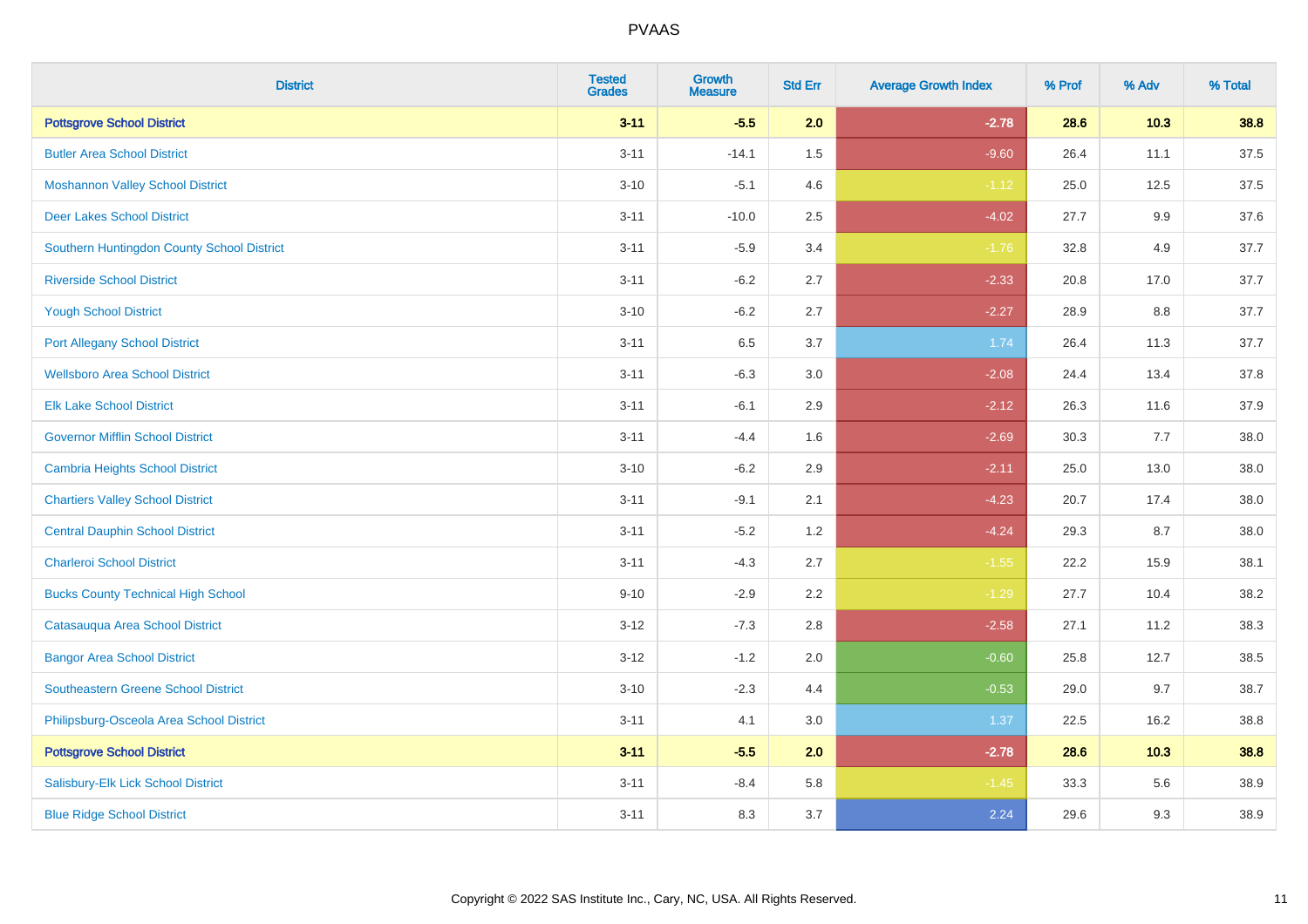| District | Tested Grades | Growth Measure | Std Err | Average Growth Index | % Prof | % Adv | % Total |
|---|---|---|---|---|---|---|---|
| **Pottsgrove School District** | **3-11** | **-5.5** | **2.0** | **-2.78** | **28.6** | **10.3** | **38.8** |
| Butler Area School District | 3-11 | -14.1 | 1.5 | -9.60 | 26.4 | 11.1 | 37.5 |
| Moshannon Valley School District | 3-10 | -5.1 | 4.6 | -1.12 | 25.0 | 12.5 | 37.5 |
| Deer Lakes School District | 3-11 | -10.0 | 2.5 | -4.02 | 27.7 | 9.9 | 37.6 |
| Southern Huntingdon County School District | 3-11 | -5.9 | 3.4 | -1.76 | 32.8 | 4.9 | 37.7 |
| Riverside School District | 3-11 | -6.2 | 2.7 | -2.33 | 20.8 | 17.0 | 37.7 |
| Yough School District | 3-10 | -6.2 | 2.7 | -2.27 | 28.9 | 8.8 | 37.7 |
| Port Allegany School District | 3-11 | 6.5 | 3.7 | 1.74 | 26.4 | 11.3 | 37.7 |
| Wellsboro Area School District | 3-11 | -6.3 | 3.0 | -2.08 | 24.4 | 13.4 | 37.8 |
| Elk Lake School District | 3-11 | -6.1 | 2.9 | -2.12 | 26.3 | 11.6 | 37.9 |
| Governor Mifflin School District | 3-11 | -4.4 | 1.6 | -2.69 | 30.3 | 7.7 | 38.0 |
| Cambria Heights School District | 3-10 | -6.2 | 2.9 | -2.11 | 25.0 | 13.0 | 38.0 |
| Chartiers Valley School District | 3-11 | -9.1 | 2.1 | -4.23 | 20.7 | 17.4 | 38.0 |
| Central Dauphin School District | 3-11 | -5.2 | 1.2 | -4.24 | 29.3 | 8.7 | 38.0 |
| Charleroi School District | 3-11 | -4.3 | 2.7 | -1.55 | 22.2 | 15.9 | 38.1 |
| Bucks County Technical High School | 9-10 | -2.9 | 2.2 | -1.29 | 27.7 | 10.4 | 38.2 |
| Catasauqua Area School District | 3-12 | -7.3 | 2.8 | -2.58 | 27.1 | 11.2 | 38.3 |
| Bangor Area School District | 3-12 | -1.2 | 2.0 | -0.60 | 25.8 | 12.7 | 38.5 |
| Southeastern Greene School District | 3-10 | -2.3 | 4.4 | -0.53 | 29.0 | 9.7 | 38.7 |
| Philipsburg-Osceola Area School District | 3-11 | 4.1 | 3.0 | 1.37 | 22.5 | 16.2 | 38.8 |
| **Pottsgrove School District** | **3-11** | **-5.5** | **2.0** | **-2.78** | **28.6** | **10.3** | **38.8** |
| Salisbury-Elk Lick School District | 3-11 | -8.4 | 5.8 | -1.45 | 33.3 | 5.6 | 38.9 |
| Blue Ridge School District | 3-11 | 8.3 | 3.7 | 2.24 | 29.6 | 9.3 | 38.9 |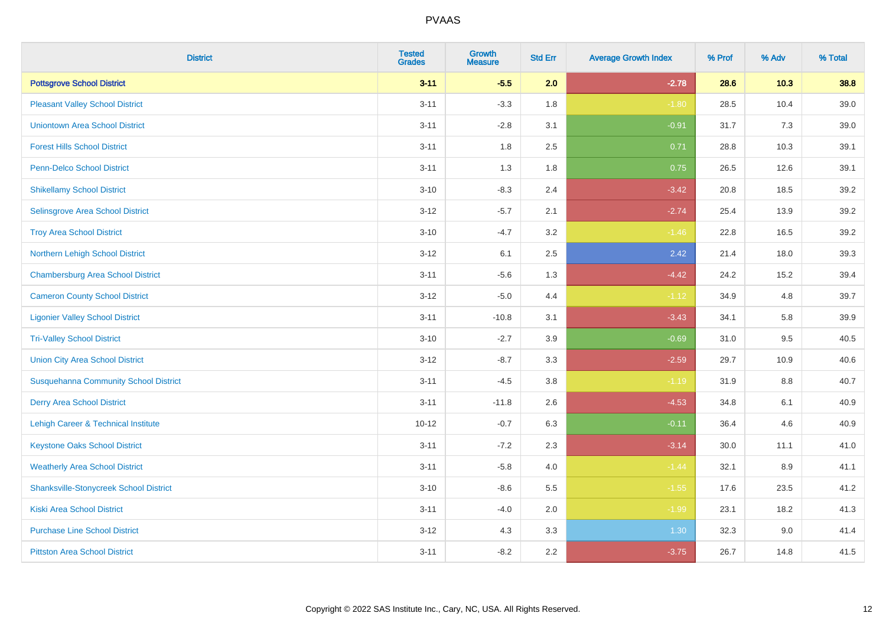# PVAAS

| District | Tested Grades | Growth Measure | Std Err | Average Growth Index | % Prof | % Adv | % Total |
|---|---|---|---|---|---|---|---|
| **Pottsgrove School District** | **3-11** | **-5.5** | **2.0** | **-2.78** | **28.6** | **10.3** | **38.8** |
| Pleasant Valley School District | 3-11 | -3.3 | 1.8 | -1.80 | 28.5 | 10.4 | 39.0 |
| Uniontown Area School District | 3-11 | -2.8 | 3.1 | -0.91 | 31.7 | 7.3 | 39.0 |
| Forest Hills School District | 3-11 | 1.8 | 2.5 | 0.71 | 28.8 | 10.3 | 39.1 |
| Penn-Delco School District | 3-11 | 1.3 | 1.8 | 0.75 | 26.5 | 12.6 | 39.1 |
| Shikellamy School District | 3-10 | -8.3 | 2.4 | -3.42 | 20.8 | 18.5 | 39.2 |
| Selinsgrove Area School District | 3-12 | -5.7 | 2.1 | -2.74 | 25.4 | 13.9 | 39.2 |
| Troy Area School District | 3-10 | -4.7 | 3.2 | -1.46 | 22.8 | 16.5 | 39.2 |
| Northern Lehigh School District | 3-12 | 6.1 | 2.5 | 2.42 | 21.4 | 18.0 | 39.3 |
| Chambersburg Area School District | 3-11 | -5.6 | 1.3 | -4.42 | 24.2 | 15.2 | 39.4 |
| Cameron County School District | 3-12 | -5.0 | 4.4 | -1.12 | 34.9 | 4.8 | 39.7 |
| Ligonier Valley School District | 3-11 | -10.8 | 3.1 | -3.43 | 34.1 | 5.8 | 39.9 |
| Tri-Valley School District | 3-10 | -2.7 | 3.9 | -0.69 | 31.0 | 9.5 | 40.5 |
| Union City Area School District | 3-12 | -8.7 | 3.3 | -2.59 | 29.7 | 10.9 | 40.6 |
| Susquehanna Community School District | 3-11 | -4.5 | 3.8 | -1.19 | 31.9 | 8.8 | 40.7 |
| Derry Area School District | 3-11 | -11.8 | 2.6 | -4.53 | 34.8 | 6.1 | 40.9 |
| Lehigh Career & Technical Institute | 10-12 | -0.7 | 6.3 | -0.11 | 36.4 | 4.6 | 40.9 |
| Keystone Oaks School District | 3-11 | -7.2 | 2.3 | -3.14 | 30.0 | 11.1 | 41.0 |
| Weatherly Area School District | 3-11 | -5.8 | 4.0 | -1.44 | 32.1 | 8.9 | 41.1 |
| Shanksville-Stonycreek School District | 3-10 | -8.6 | 5.5 | -1.55 | 17.6 | 23.5 | 41.2 |
| Kiski Area School District | 3-11 | -4.0 | 2.0 | -1.99 | 23.1 | 18.2 | 41.3 |
| Purchase Line School District | 3-12 | 4.3 | 3.3 | 1.30 | 32.3 | 9.0 | 41.4 |
| Pittston Area School District | 3-11 | -8.2 | 2.2 | -3.75 | 26.7 | 14.8 | 41.5 |

Copyright © 2022 SAS Institute Inc., Cary, NC, USA. All Rights Reserved.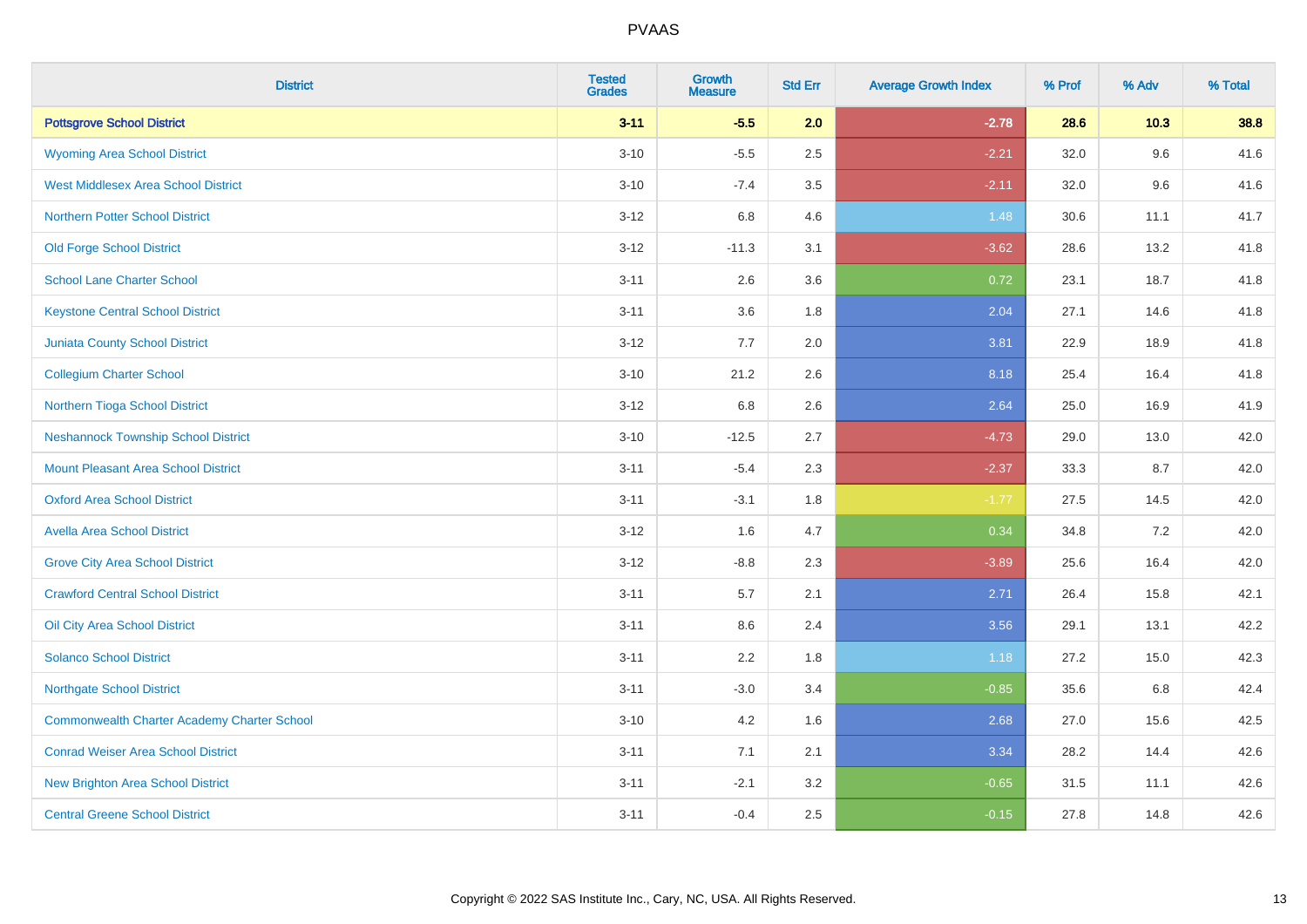PVAAS

| District | Tested Grades | Growth Measure | Std Err | Average Growth Index | % Prof | % Adv | % Total |
|---|---|---|---|---|---|---|---|
| **Pottsgrove School District** | **3-11** | **-5.5** | **2.0** | **-2.78** | **28.6** | **10.3** | **38.8** |
| Wyoming Area School District | 3-10 | -5.5 | 2.5 | -2.21 | 32.0 | 9.6 | 41.6 |
| West Middlesex Area School District | 3-10 | -7.4 | 3.5 | -2.11 | 32.0 | 9.6 | 41.6 |
| Northern Potter School District | 3-12 | 6.8 | 4.6 | 1.48 | 30.6 | 11.1 | 41.7 |
| Old Forge School District | 3-12 | -11.3 | 3.1 | -3.62 | 28.6 | 13.2 | 41.8 |
| School Lane Charter School | 3-11 | 2.6 | 3.6 | 0.72 | 23.1 | 18.7 | 41.8 |
| Keystone Central School District | 3-11 | 3.6 | 1.8 | 2.04 | 27.1 | 14.6 | 41.8 |
| Juniata County School District | 3-12 | 7.7 | 2.0 | 3.81 | 22.9 | 18.9 | 41.8 |
| Collegium Charter School | 3-10 | 21.2 | 2.6 | 8.18 | 25.4 | 16.4 | 41.8 |
| Northern Tioga School District | 3-12 | 6.8 | 2.6 | 2.64 | 25.0 | 16.9 | 41.9 |
| Neshannock Township School District | 3-10 | -12.5 | 2.7 | -4.73 | 29.0 | 13.0 | 42.0 |
| Mount Pleasant Area School District | 3-11 | -5.4 | 2.3 | -2.37 | 33.3 | 8.7 | 42.0 |
| Oxford Area School District | 3-11 | -3.1 | 1.8 | -1.77 | 27.5 | 14.5 | 42.0 |
| Avella Area School District | 3-12 | 1.6 | 4.7 | 0.34 | 34.8 | 7.2 | 42.0 |
| Grove City Area School District | 3-12 | -8.8 | 2.3 | -3.89 | 25.6 | 16.4 | 42.0 |
| Crawford Central School District | 3-11 | 5.7 | 2.1 | 2.71 | 26.4 | 15.8 | 42.1 |
| Oil City Area School District | 3-11 | 8.6 | 2.4 | 3.56 | 29.1 | 13.1 | 42.2 |
| Solanco School District | 3-11 | 2.2 | 1.8 | 1.18 | 27.2 | 15.0 | 42.3 |
| Northgate School District | 3-11 | -3.0 | 3.4 | -0.85 | 35.6 | 6.8 | 42.4 |
| Commonwealth Charter Academy Charter School | 3-10 | 4.2 | 1.6 | 2.68 | 27.0 | 15.6 | 42.5 |
| Conrad Weiser Area School District | 3-11 | 7.1 | 2.1 | 3.34 | 28.2 | 14.4 | 42.6 |
| New Brighton Area School District | 3-11 | -2.1 | 3.2 | -0.65 | 31.5 | 11.1 | 42.6 |
| Central Greene School District | 3-11 | -0.4 | 2.5 | -0.15 | 27.8 | 14.8 | 42.6 |

Copyright © 2022 SAS Institute Inc., Cary, NC, USA. All Rights Reserved.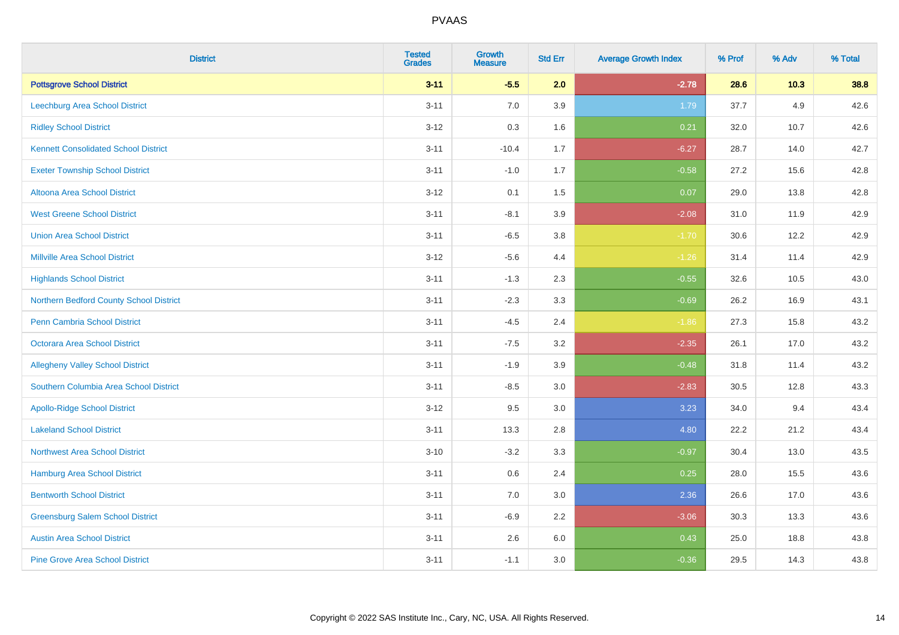| District | Tested Grades | Growth Measure | Std Err | Average Growth Index | % Prof | % Adv | % Total |
|---|---|---|---|---|---|---|---|
| **Pottsgrove School District** | **3-11** | **-5.5** | **2.0** | **-2.78** | **28.6** | **10.3** | **38.8** |
| Leechburg Area School District | 3-11 | 7.0 | 3.9 | 1.79 | 37.7 | 4.9 | 42.6 |
| Ridley School District | 3-12 | 0.3 | 1.6 | 0.21 | 32.0 | 10.7 | 42.6 |
| Kennett Consolidated School District | 3-11 | -10.4 | 1.7 | -6.27 | 28.7 | 14.0 | 42.7 |
| Exeter Township School District | 3-11 | -1.0 | 1.7 | -0.58 | 27.2 | 15.6 | 42.8 |
| Altoona Area School District | 3-12 | 0.1 | 1.5 | 0.07 | 29.0 | 13.8 | 42.8 |
| West Greene School District | 3-11 | -8.1 | 3.9 | -2.08 | 31.0 | 11.9 | 42.9 |
| Union Area School District | 3-11 | -6.5 | 3.8 | -1.70 | 30.6 | 12.2 | 42.9 |
| Millville Area School District | 3-12 | -5.6 | 4.4 | -1.26 | 31.4 | 11.4 | 42.9 |
| Highlands School District | 3-11 | -1.3 | 2.3 | -0.55 | 32.6 | 10.5 | 43.0 |
| Northern Bedford County School District | 3-11 | -2.3 | 3.3 | -0.69 | 26.2 | 16.9 | 43.1 |
| Penn Cambria School District | 3-11 | -4.5 | 2.4 | -1.86 | 27.3 | 15.8 | 43.2 |
| Octorara Area School District | 3-11 | -7.5 | 3.2 | -2.35 | 26.1 | 17.0 | 43.2 |
| Allegheny Valley School District | 3-11 | -1.9 | 3.9 | -0.48 | 31.8 | 11.4 | 43.2 |
| Southern Columbia Area School District | 3-11 | -8.5 | 3.0 | -2.83 | 30.5 | 12.8 | 43.3 |
| Apollo-Ridge School District | 3-12 | 9.5 | 3.0 | 3.23 | 34.0 | 9.4 | 43.4 |
| Lakeland School District | 3-11 | 13.3 | 2.8 | 4.80 | 22.2 | 21.2 | 43.4 |
| Northwest Area School District | 3-10 | -3.2 | 3.3 | -0.97 | 30.4 | 13.0 | 43.5 |
| Hamburg Area School District | 3-11 | 0.6 | 2.4 | 0.25 | 28.0 | 15.5 | 43.6 |
| Bentworth School District | 3-11 | 7.0 | 3.0 | 2.36 | 26.6 | 17.0 | 43.6 |
| Greensburg Salem School District | 3-11 | -6.9 | 2.2 | -3.06 | 30.3 | 13.3 | 43.6 |
| Austin Area School District | 3-11 | 2.6 | 6.0 | 0.43 | 25.0 | 18.8 | 43.8 |
| Pine Grove Area School District | 3-11 | -1.1 | 3.0 | -0.36 | 29.5 | 14.3 | 43.8 |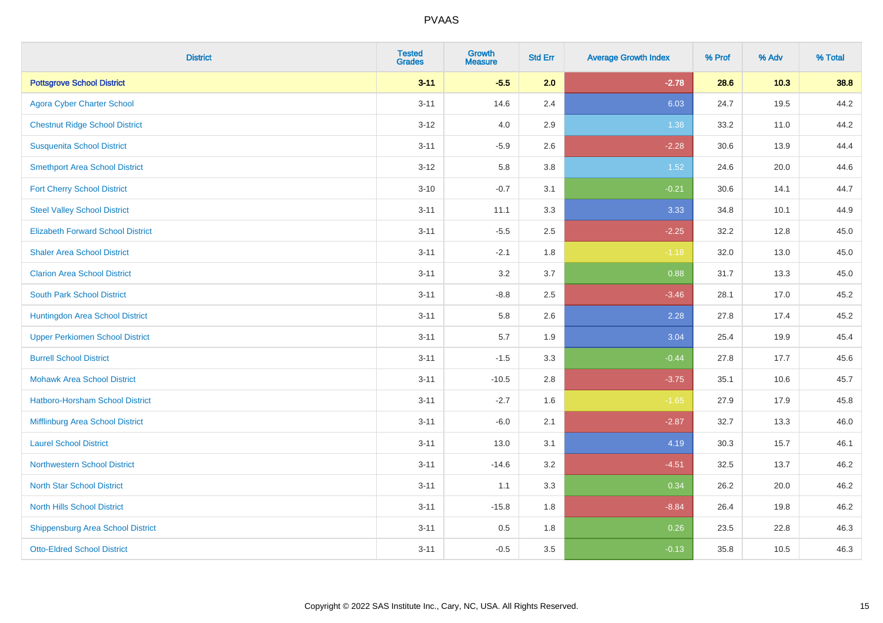| District | Tested Grades | Growth Measure | Std Err | Average Growth Index | % Prof | % Adv | % Total |
|---|---|---|---|---|---|---|---|
| **Pottsgrove School District** | **3-11** | **-5.5** | **2.0** | **-2.78** | **28.6** | **10.3** | **38.8** |
| Agora Cyber Charter School | 3-11 | 14.6 | 2.4 | 6.03 | 24.7 | 19.5 | 44.2 |
| Chestnut Ridge School District | 3-12 | 4.0 | 2.9 | 1.38 | 33.2 | 11.0 | 44.2 |
| Susquenita School District | 3-11 | -5.9 | 2.6 | -2.28 | 30.6 | 13.9 | 44.4 |
| Smethport Area School District | 3-12 | 5.8 | 3.8 | 1.52 | 24.6 | 20.0 | 44.6 |
| Fort Cherry School District | 3-10 | -0.7 | 3.1 | -0.21 | 30.6 | 14.1 | 44.7 |
| Steel Valley School District | 3-11 | 11.1 | 3.3 | 3.33 | 34.8 | 10.1 | 44.9 |
| Elizabeth Forward School District | 3-11 | -5.5 | 2.5 | -2.25 | 32.2 | 12.8 | 45.0 |
| Shaler Area School District | 3-11 | -2.1 | 1.8 | -1.18 | 32.0 | 13.0 | 45.0 |
| Clarion Area School District | 3-11 | 3.2 | 3.7 | 0.88 | 31.7 | 13.3 | 45.0 |
| South Park School District | 3-11 | -8.8 | 2.5 | -3.46 | 28.1 | 17.0 | 45.2 |
| Huntingdon Area School District | 3-11 | 5.8 | 2.6 | 2.28 | 27.8 | 17.4 | 45.2 |
| Upper Perkiomen School District | 3-11 | 5.7 | 1.9 | 3.04 | 25.4 | 19.9 | 45.4 |
| Burrell School District | 3-11 | -1.5 | 3.3 | -0.44 | 27.8 | 17.7 | 45.6 |
| Mohawk Area School District | 3-11 | -10.5 | 2.8 | -3.75 | 35.1 | 10.6 | 45.7 |
| Hatboro-Horsham School District | 3-11 | -2.7 | 1.6 | -1.65 | 27.9 | 17.9 | 45.8 |
| Mifflinburg Area School District | 3-11 | -6.0 | 2.1 | -2.87 | 32.7 | 13.3 | 46.0 |
| Laurel School District | 3-11 | 13.0 | 3.1 | 4.19 | 30.3 | 15.7 | 46.1 |
| Northwestern School District | 3-11 | -14.6 | 3.2 | -4.51 | 32.5 | 13.7 | 46.2 |
| North Star School District | 3-11 | 1.1 | 3.3 | 0.34 | 26.2 | 20.0 | 46.2 |
| North Hills School District | 3-11 | -15.8 | 1.8 | -8.84 | 26.4 | 19.8 | 46.2 |
| Shippensburg Area School District | 3-11 | 0.5 | 1.8 | 0.26 | 23.5 | 22.8 | 46.3 |
| Otto-Eldred School District | 3-11 | -0.5 | 3.5 | -0.13 | 35.8 | 10.5 | 46.3 |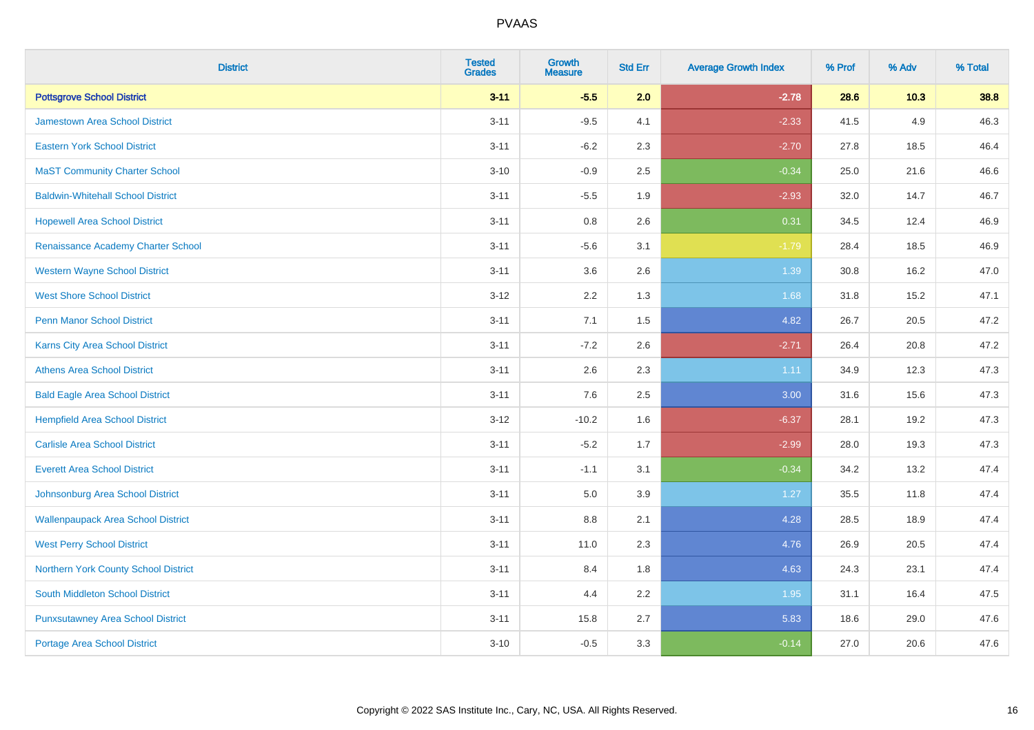| District | Tested Grades | Growth Measure | Std Err | Average Growth Index | % Prof | % Adv | % Total |
|---|---|---|---|---|---|---|---|
| **Pottsgrove School District** | **3-11** | **-5.5** | **2.0** | **-2.78** | **28.6** | **10.3** | **38.8** |
| Jamestown Area School District | 3-11 | -9.5 | 4.1 | -2.33 | 41.5 | 4.9 | 46.3 |
| Eastern York School District | 3-11 | -6.2 | 2.3 | -2.70 | 27.8 | 18.5 | 46.4 |
| MaST Community Charter School | 3-10 | -0.9 | 2.5 | -0.34 | 25.0 | 21.6 | 46.6 |
| Baldwin-Whitehall School District | 3-11 | -5.5 | 1.9 | -2.93 | 32.0 | 14.7 | 46.7 |
| Hopewell Area School District | 3-11 | 0.8 | 2.6 | 0.31 | 34.5 | 12.4 | 46.9 |
| Renaissance Academy Charter School | 3-11 | -5.6 | 3.1 | -1.79 | 28.4 | 18.5 | 46.9 |
| Western Wayne School District | 3-11 | 3.6 | 2.6 | 1.39 | 30.8 | 16.2 | 47.0 |
| West Shore School District | 3-12 | 2.2 | 1.3 | 1.68 | 31.8 | 15.2 | 47.1 |
| Penn Manor School District | 3-11 | 7.1 | 1.5 | 4.82 | 26.7 | 20.5 | 47.2 |
| Karns City Area School District | 3-11 | -7.2 | 2.6 | -2.71 | 26.4 | 20.8 | 47.2 |
| Athens Area School District | 3-11 | 2.6 | 2.3 | 1.11 | 34.9 | 12.3 | 47.3 |
| Bald Eagle Area School District | 3-11 | 7.6 | 2.5 | 3.00 | 31.6 | 15.6 | 47.3 |
| Hempfield Area School District | 3-12 | -10.2 | 1.6 | -6.37 | 28.1 | 19.2 | 47.3 |
| Carlisle Area School District | 3-11 | -5.2 | 1.7 | -2.99 | 28.0 | 19.3 | 47.3 |
| Everett Area School District | 3-11 | -1.1 | 3.1 | -0.34 | 34.2 | 13.2 | 47.4 |
| Johnsonburg Area School District | 3-11 | 5.0 | 3.9 | 1.27 | 35.5 | 11.8 | 47.4 |
| Wallenpaupack Area School District | 3-11 | 8.8 | 2.1 | 4.28 | 28.5 | 18.9 | 47.4 |
| West Perry School District | 3-11 | 11.0 | 2.3 | 4.76 | 26.9 | 20.5 | 47.4 |
| Northern York County School District | 3-11 | 8.4 | 1.8 | 4.63 | 24.3 | 23.1 | 47.4 |
| South Middleton School District | 3-11 | 4.4 | 2.2 | 1.95 | 31.1 | 16.4 | 47.5 |
| Punxsutawney Area School District | 3-11 | 15.8 | 2.7 | 5.83 | 18.6 | 29.0 | 47.6 |
| Portage Area School District | 3-10 | -0.5 | 3.3 | -0.14 | 27.0 | 20.6 | 47.6 |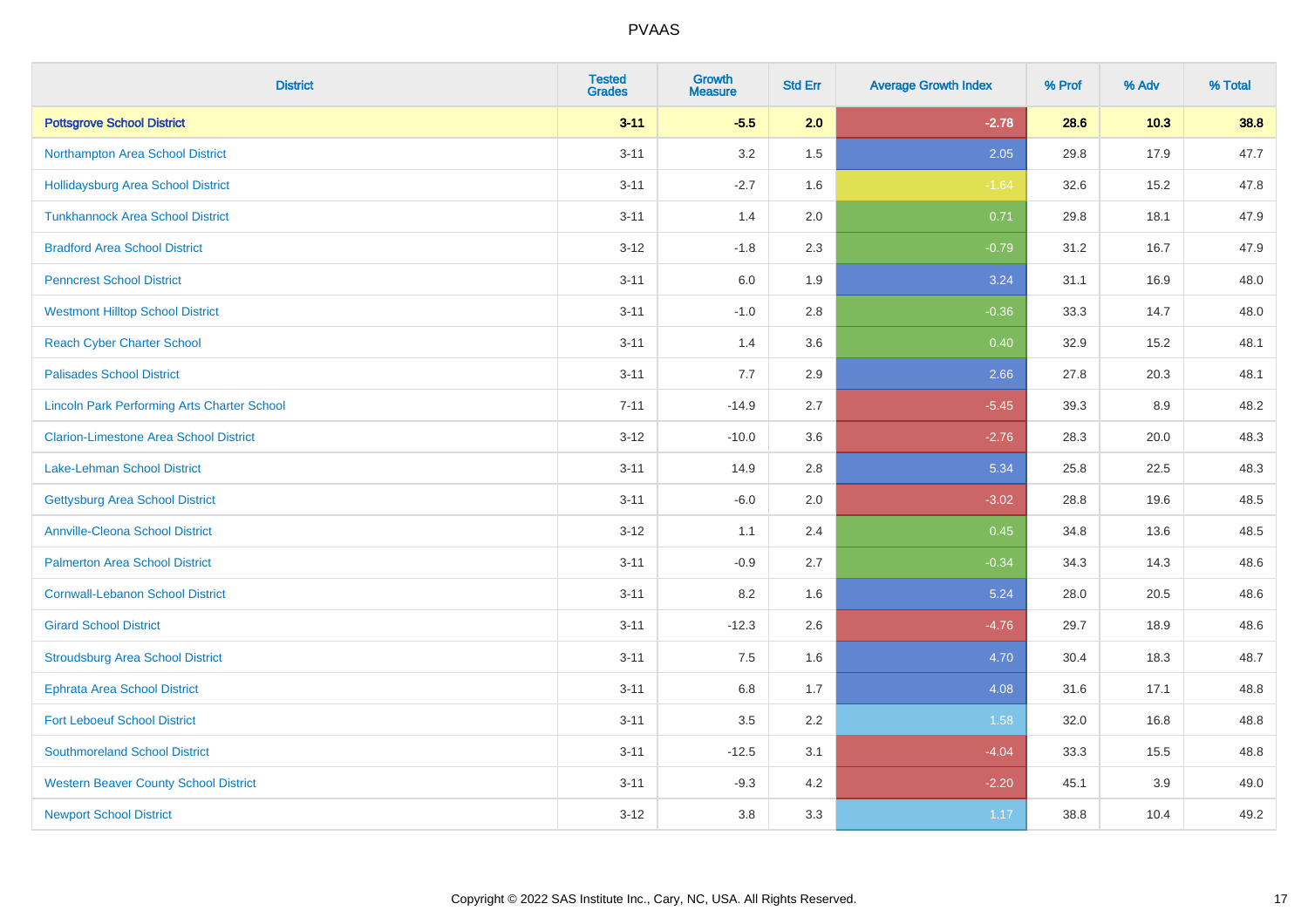# PVAAS

| District | Tested Grades | Growth Measure | Std Err | Average Growth Index | % Prof | % Adv | % Total |
|---|---|---|---|---|---|---|---|
| **Pottsgrove School District** | **3-11** | **-5.5** | **2.0** | **-2.78** | **28.6** | **10.3** | **38.8** |
| Northampton Area School District | 3-11 | 3.2 | 1.5 | 2.05 | 29.8 | 17.9 | 47.7 |
| Hollidaysburg Area School District | 3-11 | -2.7 | 1.6 | -1.64 | 32.6 | 15.2 | 47.8 |
| Tunkhannock Area School District | 3-11 | 1.4 | 2.0 | 0.71 | 29.8 | 18.1 | 47.9 |
| Bradford Area School District | 3-12 | -1.8 | 2.3 | -0.79 | 31.2 | 16.7 | 47.9 |
| Penncrest School District | 3-11 | 6.0 | 1.9 | 3.24 | 31.1 | 16.9 | 48.0 |
| Westmont Hilltop School District | 3-11 | -1.0 | 2.8 | -0.36 | 33.3 | 14.7 | 48.0 |
| Reach Cyber Charter School | 3-11 | 1.4 | 3.6 | 0.40 | 32.9 | 15.2 | 48.1 |
| Palisades School District | 3-11 | 7.7 | 2.9 | 2.66 | 27.8 | 20.3 | 48.1 |
| Lincoln Park Performing Arts Charter School | 7-11 | -14.9 | 2.7 | -5.45 | 39.3 | 8.9 | 48.2 |
| Clarion-Limestone Area School District | 3-12 | -10.0 | 3.6 | -2.76 | 28.3 | 20.0 | 48.3 |
| Lake-Lehman School District | 3-11 | 14.9 | 2.8 | 5.34 | 25.8 | 22.5 | 48.3 |
| Gettysburg Area School District | 3-11 | -6.0 | 2.0 | -3.02 | 28.8 | 19.6 | 48.5 |
| Annville-Cleona School District | 3-12 | 1.1 | 2.4 | 0.45 | 34.8 | 13.6 | 48.5 |
| Palmerton Area School District | 3-11 | -0.9 | 2.7 | -0.34 | 34.3 | 14.3 | 48.6 |
| Cornwall-Lebanon School District | 3-11 | 8.2 | 1.6 | 5.24 | 28.0 | 20.5 | 48.6 |
| Girard School District | 3-11 | -12.3 | 2.6 | -4.76 | 29.7 | 18.9 | 48.6 |
| Stroudsburg Area School District | 3-11 | 7.5 | 1.6 | 4.70 | 30.4 | 18.3 | 48.7 |
| Ephrata Area School District | 3-11 | 6.8 | 1.7 | 4.08 | 31.6 | 17.1 | 48.8 |
| Fort Leboeuf School District | 3-11 | 3.5 | 2.2 | 1.58 | 32.0 | 16.8 | 48.8 |
| Southmoreland School District | 3-11 | -12.5 | 3.1 | -4.04 | 33.3 | 15.5 | 48.8 |
| Western Beaver County School District | 3-11 | -9.3 | 4.2 | -2.20 | 45.1 | 3.9 | 49.0 |
| Newport School District | 3-12 | 3.8 | 3.3 | 1.17 | 38.8 | 10.4 | 49.2 |

Copyright © 2022 SAS Institute Inc., Cary, NC, USA. All Rights Reserved.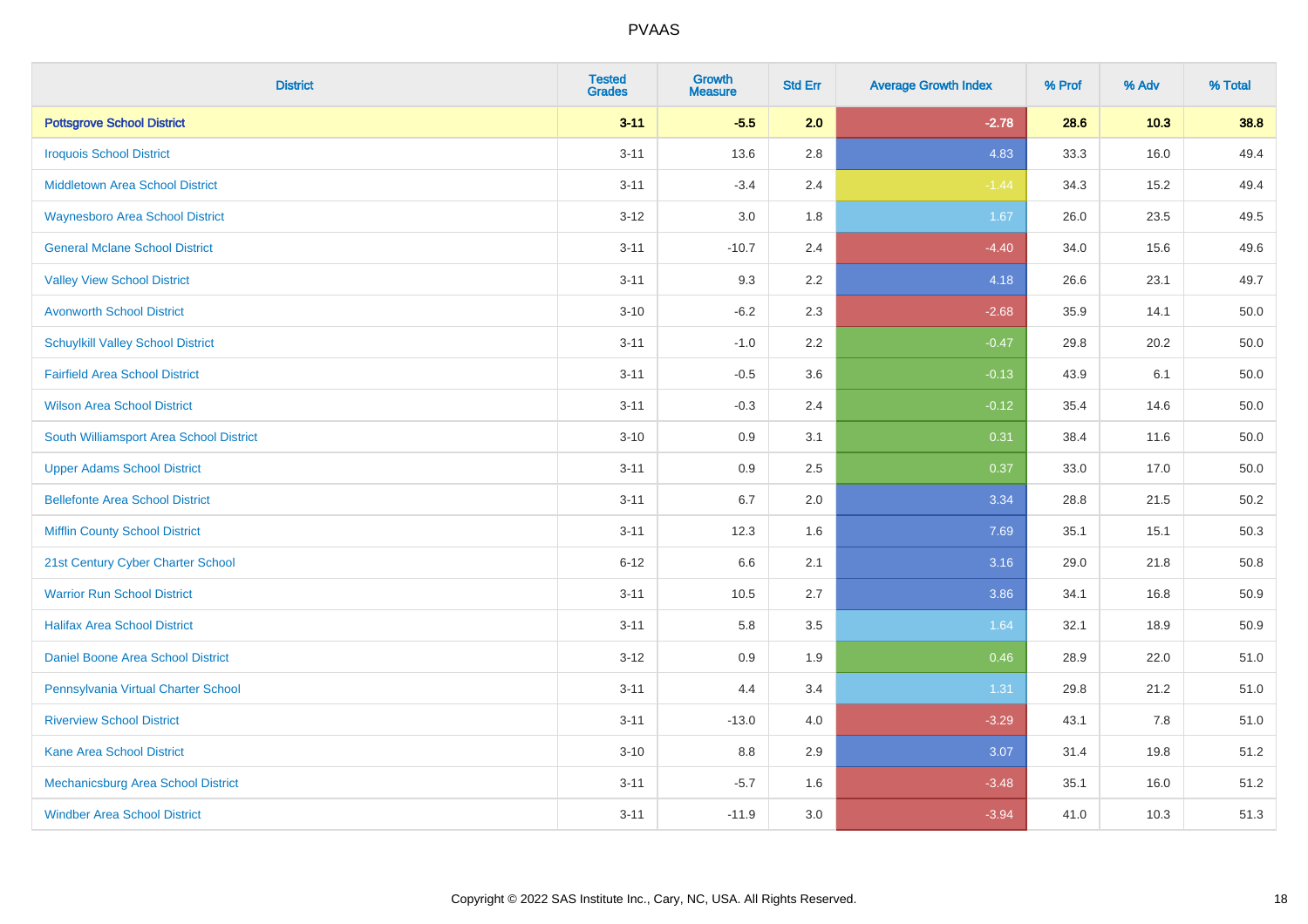PVAAS

| District | Tested Grades | Growth Measure | Std Err | Average Growth Index | % Prof | % Adv | % Total |
|---|---|---|---|---|---|---|---|
| **Pottsgrove School District** | **3-11** | **-5.5** | **2.0** | **-2.78** | **28.6** | **10.3** | **38.8** |
| Iroquois School District | 3-11 | 13.6 | 2.8 | 4.83 | 33.3 | 16.0 | 49.4 |
| Middletown Area School District | 3-11 | -3.4 | 2.4 | -1.44 | 34.3 | 15.2 | 49.4 |
| Waynesboro Area School District | 3-12 | 3.0 | 1.8 | 1.67 | 26.0 | 23.5 | 49.5 |
| General Mclane School District | 3-11 | -10.7 | 2.4 | -4.40 | 34.0 | 15.6 | 49.6 |
| Valley View School District | 3-11 | 9.3 | 2.2 | 4.18 | 26.6 | 23.1 | 49.7 |
| Avonworth School District | 3-10 | -6.2 | 2.3 | -2.68 | 35.9 | 14.1 | 50.0 |
| Schuylkill Valley School District | 3-11 | -1.0 | 2.2 | -0.47 | 29.8 | 20.2 | 50.0 |
| Fairfield Area School District | 3-11 | -0.5 | 3.6 | -0.13 | 43.9 | 6.1 | 50.0 |
| Wilson Area School District | 3-11 | -0.3 | 2.4 | -0.12 | 35.4 | 14.6 | 50.0 |
| South Williamsport Area School District | 3-10 | 0.9 | 3.1 | 0.31 | 38.4 | 11.6 | 50.0 |
| Upper Adams School District | 3-11 | 0.9 | 2.5 | 0.37 | 33.0 | 17.0 | 50.0 |
| Bellefonte Area School District | 3-11 | 6.7 | 2.0 | 3.34 | 28.8 | 21.5 | 50.2 |
| Mifflin County School District | 3-11 | 12.3 | 1.6 | 7.69 | 35.1 | 15.1 | 50.3 |
| 21st Century Cyber Charter School | 6-12 | 6.6 | 2.1 | 3.16 | 29.0 | 21.8 | 50.8 |
| Warrior Run School District | 3-11 | 10.5 | 2.7 | 3.86 | 34.1 | 16.8 | 50.9 |
| Halifax Area School District | 3-11 | 5.8 | 3.5 | 1.64 | 32.1 | 18.9 | 50.9 |
| Daniel Boone Area School District | 3-12 | 0.9 | 1.9 | 0.46 | 28.9 | 22.0 | 51.0 |
| Pennsylvania Virtual Charter School | 3-11 | 4.4 | 3.4 | 1.31 | 29.8 | 21.2 | 51.0 |
| Riverview School District | 3-11 | -13.0 | 4.0 | -3.29 | 43.1 | 7.8 | 51.0 |
| Kane Area School District | 3-10 | 8.8 | 2.9 | 3.07 | 31.4 | 19.8 | 51.2 |
| Mechanicsburg Area School District | 3-11 | -5.7 | 1.6 | -3.48 | 35.1 | 16.0 | 51.2 |
| Windber Area School District | 3-11 | -11.9 | 3.0 | -3.94 | 41.0 | 10.3 | 51.3 |

Copyright © 2022 SAS Institute Inc., Cary, NC, USA. All Rights Reserved.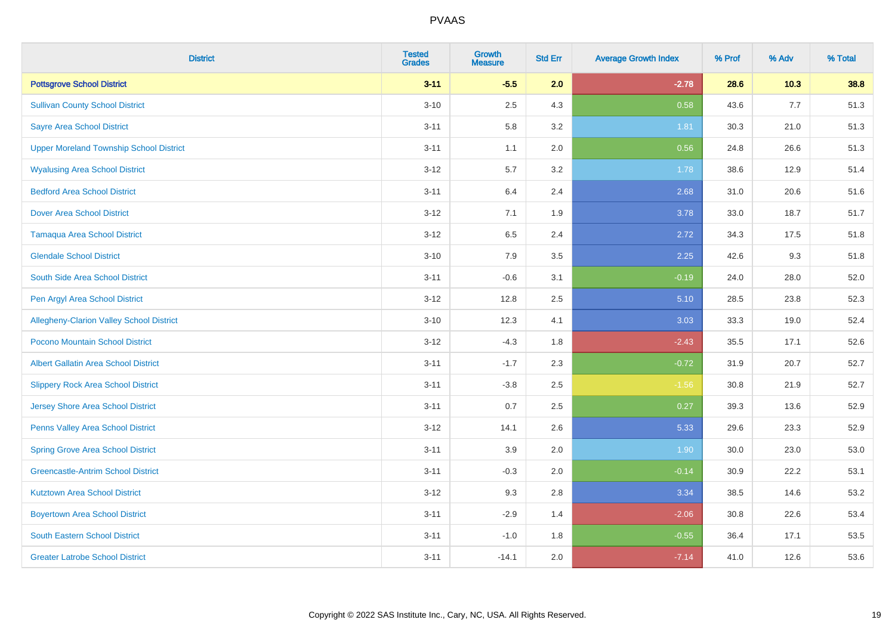# PVAAS

| District | Tested Grades | Growth Measure | Std Err | Average Growth Index | % Prof | % Adv | % Total |
|---|---|---|---|---|---|---|---|
| **Pottsgrove School District** | **3-11** | **-5.5** | **2.0** | **-2.78** | **28.6** | **10.3** | **38.8** |
| Sullivan County School District | 3-10 | 2.5 | 4.3 | 0.58 | 43.6 | 7.7 | 51.3 |
| Sayre Area School District | 3-11 | 5.8 | 3.2 | 1.81 | 30.3 | 21.0 | 51.3 |
| Upper Moreland Township School District | 3-11 | 1.1 | 2.0 | 0.56 | 24.8 | 26.6 | 51.3 |
| Wyalusing Area School District | 3-12 | 5.7 | 3.2 | 1.78 | 38.6 | 12.9 | 51.4 |
| Bedford Area School District | 3-11 | 6.4 | 2.4 | 2.68 | 31.0 | 20.6 | 51.6 |
| Dover Area School District | 3-12 | 7.1 | 1.9 | 3.78 | 33.0 | 18.7 | 51.7 |
| Tamaqua Area School District | 3-12 | 6.5 | 2.4 | 2.72 | 34.3 | 17.5 | 51.8 |
| Glendale School District | 3-10 | 7.9 | 3.5 | 2.25 | 42.6 | 9.3 | 51.8 |
| South Side Area School District | 3-11 | -0.6 | 3.1 | -0.19 | 24.0 | 28.0 | 52.0 |
| Pen Argyl Area School District | 3-12 | 12.8 | 2.5 | 5.10 | 28.5 | 23.8 | 52.3 |
| Allegheny-Clarion Valley School District | 3-10 | 12.3 | 4.1 | 3.03 | 33.3 | 19.0 | 52.4 |
| Pocono Mountain School District | 3-12 | -4.3 | 1.8 | -2.43 | 35.5 | 17.1 | 52.6 |
| Albert Gallatin Area School District | 3-11 | -1.7 | 2.3 | -0.72 | 31.9 | 20.7 | 52.7 |
| Slippery Rock Area School District | 3-11 | -3.8 | 2.5 | -1.56 | 30.8 | 21.9 | 52.7 |
| Jersey Shore Area School District | 3-11 | 0.7 | 2.5 | 0.27 | 39.3 | 13.6 | 52.9 |
| Penns Valley Area School District | 3-12 | 14.1 | 2.6 | 5.33 | 29.6 | 23.3 | 52.9 |
| Spring Grove Area School District | 3-11 | 3.9 | 2.0 | 1.90 | 30.0 | 23.0 | 53.0 |
| Greencastle-Antrim School District | 3-11 | -0.3 | 2.0 | -0.14 | 30.9 | 22.2 | 53.1 |
| Kutztown Area School District | 3-12 | 9.3 | 2.8 | 3.34 | 38.5 | 14.6 | 53.2 |
| Boyertown Area School District | 3-11 | -2.9 | 1.4 | -2.06 | 30.8 | 22.6 | 53.4 |
| South Eastern School District | 3-11 | -1.0 | 1.8 | -0.55 | 36.4 | 17.1 | 53.5 |
| Greater Latrobe School District | 3-11 | -14.1 | 2.0 | -7.14 | 41.0 | 12.6 | 53.6 |

Copyright © 2022 SAS Institute Inc., Cary, NC, USA. All Rights Reserved.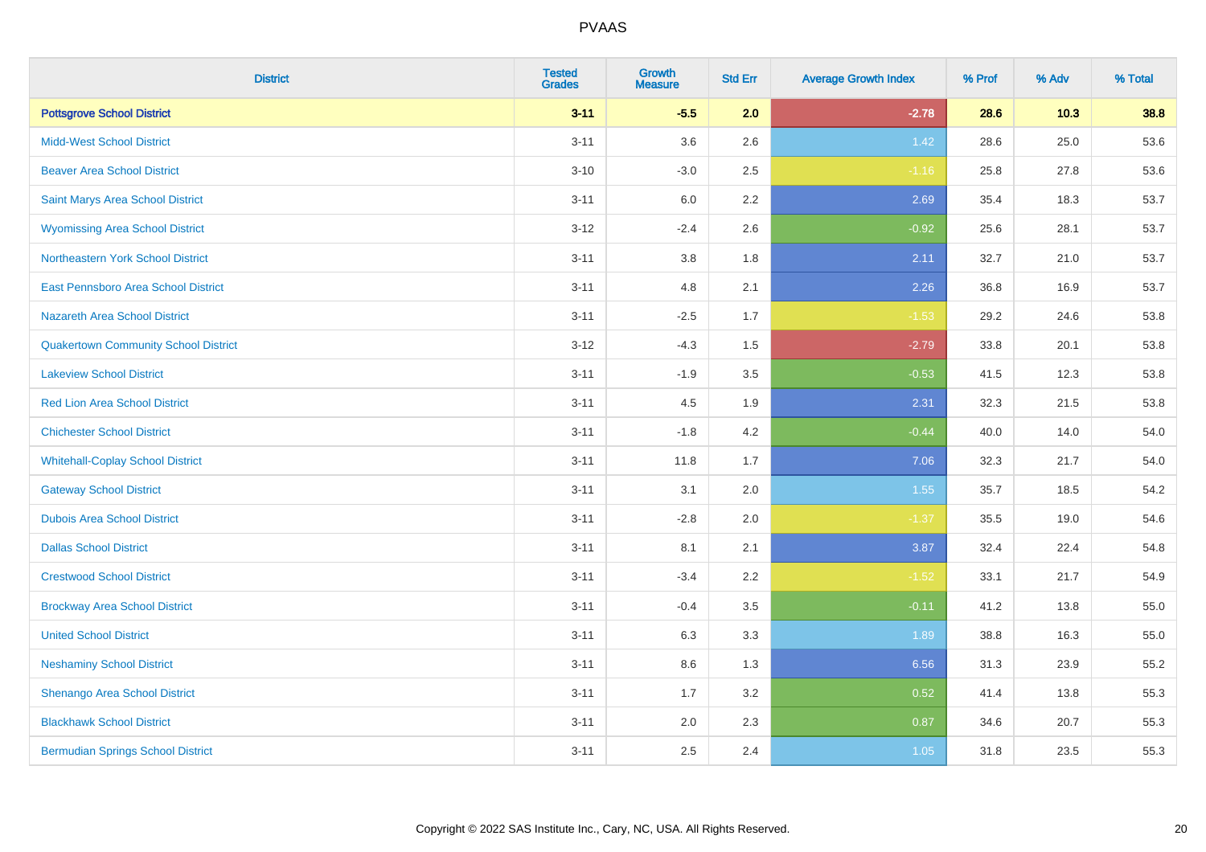PVAAS

| District | Tested Grades | Growth Measure | Std Err | Average Growth Index | % Prof | % Adv | % Total |
|---|---|---|---|---|---|---|---|
| **Pottsgrove School District** | **3-11** | **-5.5** | **2.0** | **-2.78** | **28.6** | **10.3** | **38.8** |
| Midd-West School District | 3-11 | 3.6 | 2.6 | 1.42 | 28.6 | 25.0 | 53.6 |
| Beaver Area School District | 3-10 | -3.0 | 2.5 | -1.16 | 25.8 | 27.8 | 53.6 |
| Saint Marys Area School District | 3-11 | 6.0 | 2.2 | 2.69 | 35.4 | 18.3 | 53.7 |
| Wyomissing Area School District | 3-12 | -2.4 | 2.6 | -0.92 | 25.6 | 28.1 | 53.7 |
| Northeastern York School District | 3-11 | 3.8 | 1.8 | 2.11 | 32.7 | 21.0 | 53.7 |
| East Pennsboro Area School District | 3-11 | 4.8 | 2.1 | 2.26 | 36.8 | 16.9 | 53.7 |
| Nazareth Area School District | 3-11 | -2.5 | 1.7 | -1.53 | 29.2 | 24.6 | 53.8 |
| Quakertown Community School District | 3-12 | -4.3 | 1.5 | -2.79 | 33.8 | 20.1 | 53.8 |
| Lakeview School District | 3-11 | -1.9 | 3.5 | -0.53 | 41.5 | 12.3 | 53.8 |
| Red Lion Area School District | 3-11 | 4.5 | 1.9 | 2.31 | 32.3 | 21.5 | 53.8 |
| Chichester School District | 3-11 | -1.8 | 4.2 | -0.44 | 40.0 | 14.0 | 54.0 |
| Whitehall-Coplay School District | 3-11 | 11.8 | 1.7 | 7.06 | 32.3 | 21.7 | 54.0 |
| Gateway School District | 3-11 | 3.1 | 2.0 | 1.55 | 35.7 | 18.5 | 54.2 |
| Dubois Area School District | 3-11 | -2.8 | 2.0 | -1.37 | 35.5 | 19.0 | 54.6 |
| Dallas School District | 3-11 | 8.1 | 2.1 | 3.87 | 32.4 | 22.4 | 54.8 |
| Crestwood School District | 3-11 | -3.4 | 2.2 | -1.52 | 33.1 | 21.7 | 54.9 |
| Brockway Area School District | 3-11 | -0.4 | 3.5 | -0.11 | 41.2 | 13.8 | 55.0 |
| United School District | 3-11 | 6.3 | 3.3 | 1.89 | 38.8 | 16.3 | 55.0 |
| Neshaminy School District | 3-11 | 8.6 | 1.3 | 6.56 | 31.3 | 23.9 | 55.2 |
| Shenango Area School District | 3-11 | 1.7 | 3.2 | 0.52 | 41.4 | 13.8 | 55.3 |
| Blackhawk School District | 3-11 | 2.0 | 2.3 | 0.87 | 34.6 | 20.7 | 55.3 |
| Bermudian Springs School District | 3-11 | 2.5 | 2.4 | 1.05 | 31.8 | 23.5 | 55.3 |

Copyright © 2022 SAS Institute Inc., Cary, NC, USA. All Rights Reserved.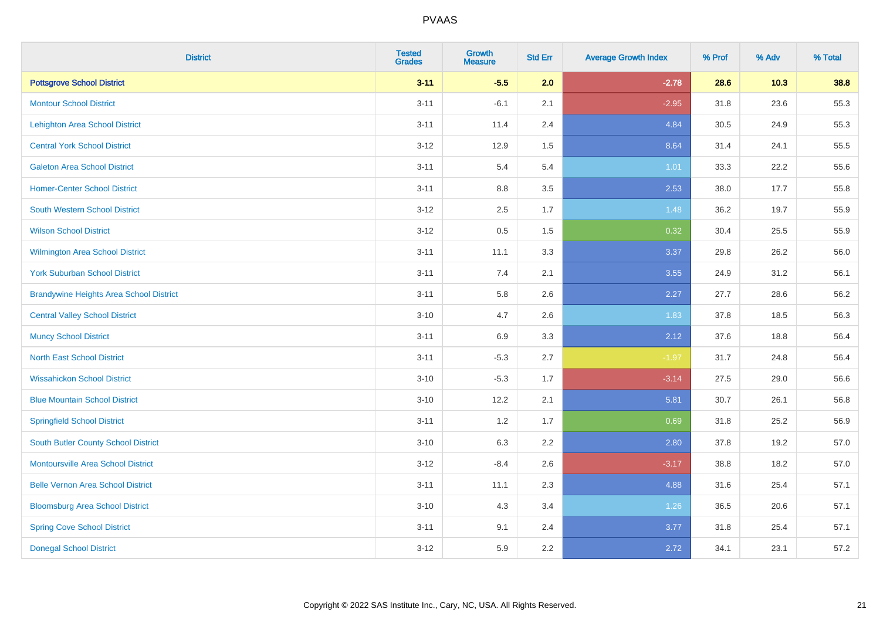PVAAS

| District | Tested Grades | Growth Measure | Std Err | Average Growth Index | % Prof | % Adv | % Total |
|---|---|---|---|---|---|---|---|
| **Pottsgrove School District** | **3-11** | **-5.5** | **2.0** | **-2.78** | **28.6** | **10.3** | **38.8** |
| Montour School District | 3-11 | -6.1 | 2.1 | -2.95 | 31.8 | 23.6 | 55.3 |
| Lehighton Area School District | 3-11 | 11.4 | 2.4 | 4.84 | 30.5 | 24.9 | 55.3 |
| Central York School District | 3-12 | 12.9 | 1.5 | 8.64 | 31.4 | 24.1 | 55.5 |
| Galeton Area School District | 3-11 | 5.4 | 5.4 | 1.01 | 33.3 | 22.2 | 55.6 |
| Homer-Center School District | 3-11 | 8.8 | 3.5 | 2.53 | 38.0 | 17.7 | 55.8 |
| South Western School District | 3-12 | 2.5 | 1.7 | 1.48 | 36.2 | 19.7 | 55.9 |
| Wilson School District | 3-12 | 0.5 | 1.5 | 0.32 | 30.4 | 25.5 | 55.9 |
| Wilmington Area School District | 3-11 | 11.1 | 3.3 | 3.37 | 29.8 | 26.2 | 56.0 |
| York Suburban School District | 3-11 | 7.4 | 2.1 | 3.55 | 24.9 | 31.2 | 56.1 |
| Brandywine Heights Area School District | 3-11 | 5.8 | 2.6 | 2.27 | 27.7 | 28.6 | 56.2 |
| Central Valley School District | 3-10 | 4.7 | 2.6 | 1.83 | 37.8 | 18.5 | 56.3 |
| Muncy School District | 3-11 | 6.9 | 3.3 | 2.12 | 37.6 | 18.8 | 56.4 |
| North East School District | 3-11 | -5.3 | 2.7 | -1.97 | 31.7 | 24.8 | 56.4 |
| Wissahickon School District | 3-10 | -5.3 | 1.7 | -3.14 | 27.5 | 29.0 | 56.6 |
| Blue Mountain School District | 3-10 | 12.2 | 2.1 | 5.81 | 30.7 | 26.1 | 56.8 |
| Springfield School District | 3-11 | 1.2 | 1.7 | 0.69 | 31.8 | 25.2 | 56.9 |
| South Butler County School District | 3-10 | 6.3 | 2.2 | 2.80 | 37.8 | 19.2 | 57.0 |
| Montoursville Area School District | 3-12 | -8.4 | 2.6 | -3.17 | 38.8 | 18.2 | 57.0 |
| Belle Vernon Area School District | 3-11 | 11.1 | 2.3 | 4.88 | 31.6 | 25.4 | 57.1 |
| Bloomsburg Area School District | 3-10 | 4.3 | 3.4 | 1.26 | 36.5 | 20.6 | 57.1 |
| Spring Cove School District | 3-11 | 9.1 | 2.4 | 3.77 | 31.8 | 25.4 | 57.1 |
| Donegal School District | 3-12 | 5.9 | 2.2 | 2.72 | 34.1 | 23.1 | 57.2 |

Copyright © 2022 SAS Institute Inc., Cary, NC, USA. All Rights Reserved.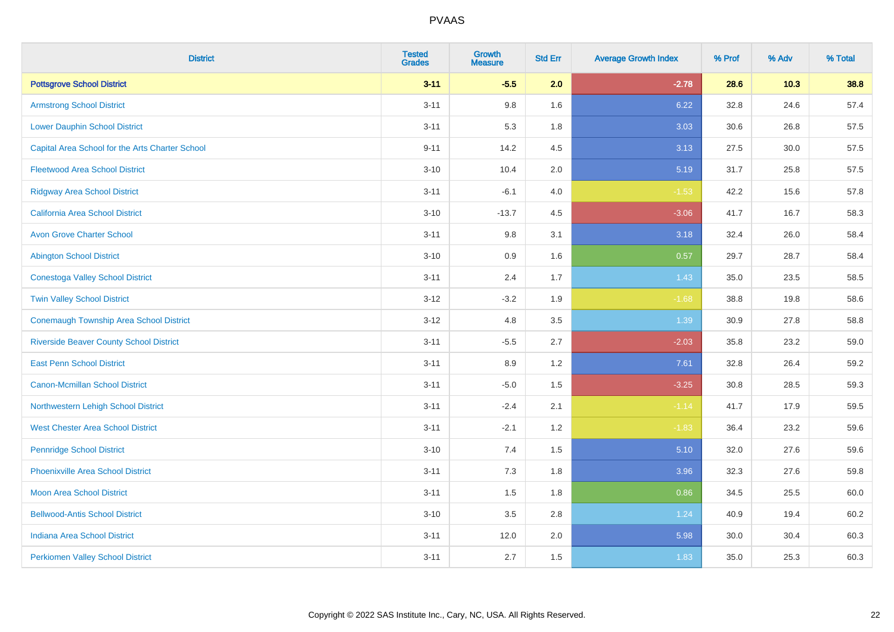# PVAAS

| District | Tested Grades | Growth Measure | Std Err | Average Growth Index | % Prof | % Adv | % Total |
|---|---|---|---|---|---|---|---|
| **Pottsgrove School District** | **3-11** | **-5.5** | **2.0** | **-2.78** | **28.6** | **10.3** | **38.8** |
| Armstrong School District | 3-11 | 9.8 | 1.6 | 6.22 | 32.8 | 24.6 | 57.4 |
| Lower Dauphin School District | 3-11 | 5.3 | 1.8 | 3.03 | 30.6 | 26.8 | 57.5 |
| Capital Area School for the Arts Charter School | 9-11 | 14.2 | 4.5 | 3.13 | 27.5 | 30.0 | 57.5 |
| Fleetwood Area School District | 3-10 | 10.4 | 2.0 | 5.19 | 31.7 | 25.8 | 57.5 |
| Ridgway Area School District | 3-11 | -6.1 | 4.0 | -1.53 | 42.2 | 15.6 | 57.8 |
| California Area School District | 3-10 | -13.7 | 4.5 | -3.06 | 41.7 | 16.7 | 58.3 |
| Avon Grove Charter School | 3-11 | 9.8 | 3.1 | 3.18 | 32.4 | 26.0 | 58.4 |
| Abington School District | 3-10 | 0.9 | 1.6 | 0.57 | 29.7 | 28.7 | 58.4 |
| Conestoga Valley School District | 3-11 | 2.4 | 1.7 | 1.43 | 35.0 | 23.5 | 58.5 |
| Twin Valley School District | 3-12 | -3.2 | 1.9 | -1.68 | 38.8 | 19.8 | 58.6 |
| Conemaugh Township Area School District | 3-12 | 4.8 | 3.5 | 1.39 | 30.9 | 27.8 | 58.8 |
| Riverside Beaver County School District | 3-11 | -5.5 | 2.7 | -2.03 | 35.8 | 23.2 | 59.0 |
| East Penn School District | 3-11 | 8.9 | 1.2 | 7.61 | 32.8 | 26.4 | 59.2 |
| Canon-Mcmillan School District | 3-11 | -5.0 | 1.5 | -3.25 | 30.8 | 28.5 | 59.3 |
| Northwestern Lehigh School District | 3-11 | -2.4 | 2.1 | -1.14 | 41.7 | 17.9 | 59.5 |
| West Chester Area School District | 3-11 | -2.1 | 1.2 | -1.83 | 36.4 | 23.2 | 59.6 |
| Pennridge School District | 3-10 | 7.4 | 1.5 | 5.10 | 32.0 | 27.6 | 59.6 |
| Phoenixville Area School District | 3-11 | 7.3 | 1.8 | 3.96 | 32.3 | 27.6 | 59.8 |
| Moon Area School District | 3-11 | 1.5 | 1.8 | 0.86 | 34.5 | 25.5 | 60.0 |
| Bellwood-Antis School District | 3-10 | 3.5 | 2.8 | 1.24 | 40.9 | 19.4 | 60.2 |
| Indiana Area School District | 3-11 | 12.0 | 2.0 | 5.98 | 30.0 | 30.4 | 60.3 |
| Perkiomen Valley School District | 3-11 | 2.7 | 1.5 | 1.83 | 35.0 | 25.3 | 60.3 |

Copyright © 2022 SAS Institute Inc., Cary, NC, USA. All Rights Reserved.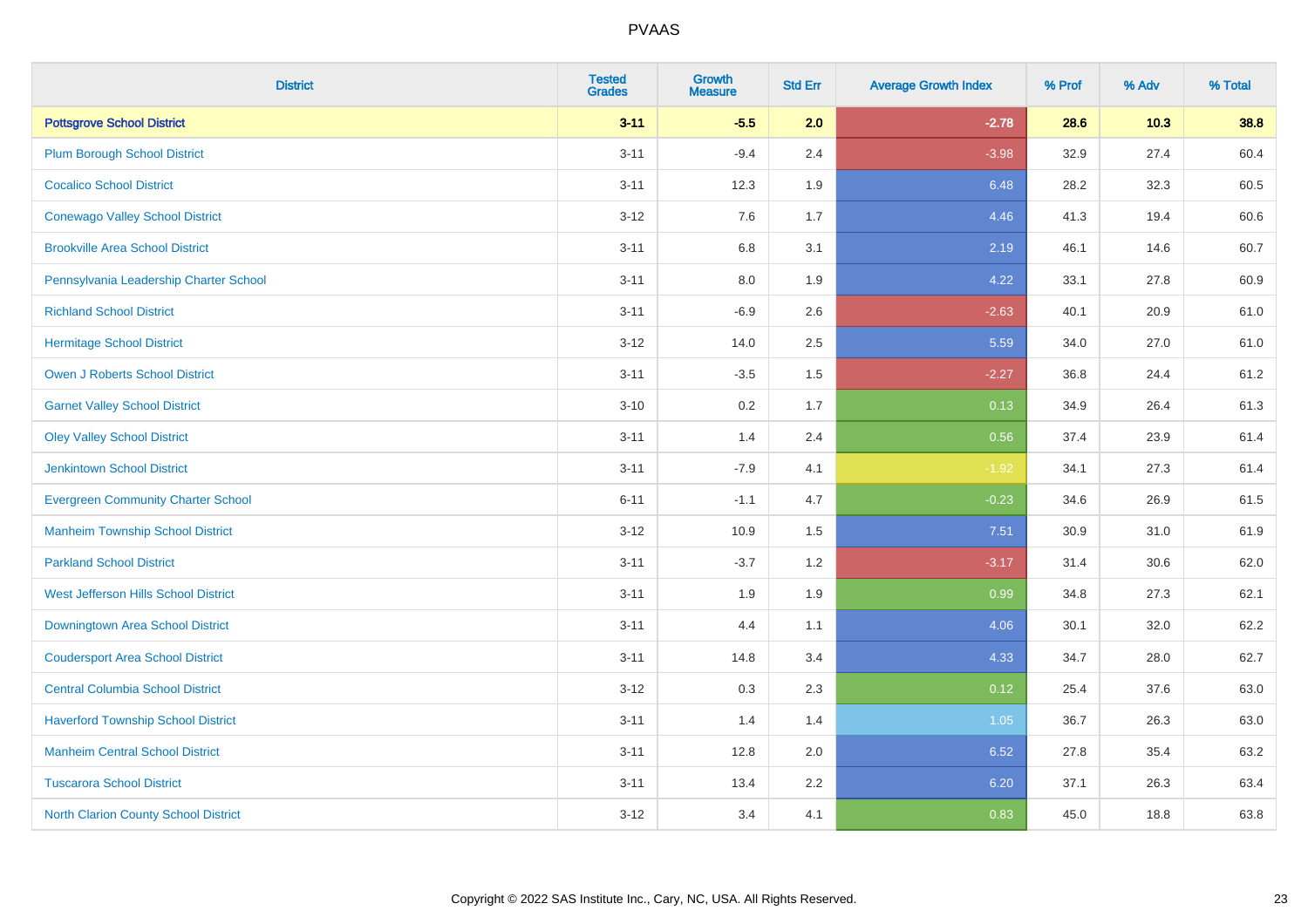# PVAAS

| District | Tested Grades | Growth Measure | Std Err | Average Growth Index | % Prof | % Adv | % Total |
|---|---|---|---|---|---|---|---|
| **Pottsgrove School District** | **3-11** | **-5.5** | **2.0** | **-2.78** | **28.6** | **10.3** | **38.8** |
| Plum Borough School District | 3-11 | -9.4 | 2.4 | -3.98 | 32.9 | 27.4 | 60.4 |
| Cocalico School District | 3-11 | 12.3 | 1.9 | 6.48 | 28.2 | 32.3 | 60.5 |
| Conewago Valley School District | 3-12 | 7.6 | 1.7 | 4.46 | 41.3 | 19.4 | 60.6 |
| Brookville Area School District | 3-11 | 6.8 | 3.1 | 2.19 | 46.1 | 14.6 | 60.7 |
| Pennsylvania Leadership Charter School | 3-11 | 8.0 | 1.9 | 4.22 | 33.1 | 27.8 | 60.9 |
| Richland School District | 3-11 | -6.9 | 2.6 | -2.63 | 40.1 | 20.9 | 61.0 |
| Hermitage School District | 3-12 | 14.0 | 2.5 | 5.59 | 34.0 | 27.0 | 61.0 |
| Owen J Roberts School District | 3-11 | -3.5 | 1.5 | -2.27 | 36.8 | 24.4 | 61.2 |
| Garnet Valley School District | 3-10 | 0.2 | 1.7 | 0.13 | 34.9 | 26.4 | 61.3 |
| Oley Valley School District | 3-11 | 1.4 | 2.4 | 0.56 | 37.4 | 23.9 | 61.4 |
| Jenkintown School District | 3-11 | -7.9 | 4.1 | -1.92 | 34.1 | 27.3 | 61.4 |
| Evergreen Community Charter School | 6-11 | -1.1 | 4.7 | -0.23 | 34.6 | 26.9 | 61.5 |
| Manheim Township School District | 3-12 | 10.9 | 1.5 | 7.51 | 30.9 | 31.0 | 61.9 |
| Parkland School District | 3-11 | -3.7 | 1.2 | -3.17 | 31.4 | 30.6 | 62.0 |
| West Jefferson Hills School District | 3-11 | 1.9 | 1.9 | 0.99 | 34.8 | 27.3 | 62.1 |
| Downingtown Area School District | 3-11 | 4.4 | 1.1 | 4.06 | 30.1 | 32.0 | 62.2 |
| Coudersport Area School District | 3-11 | 14.8 | 3.4 | 4.33 | 34.7 | 28.0 | 62.7 |
| Central Columbia School District | 3-12 | 0.3 | 2.3 | 0.12 | 25.4 | 37.6 | 63.0 |
| Haverford Township School District | 3-11 | 1.4 | 1.4 | 1.05 | 36.7 | 26.3 | 63.0 |
| Manheim Central School District | 3-11 | 12.8 | 2.0 | 6.52 | 27.8 | 35.4 | 63.2 |
| Tuscarora School District | 3-11 | 13.4 | 2.2 | 6.20 | 37.1 | 26.3 | 63.4 |
| North Clarion County School District | 3-12 | 3.4 | 4.1 | 0.83 | 45.0 | 18.8 | 63.8 |

Copyright © 2022 SAS Institute Inc., Cary, NC, USA. All Rights Reserved.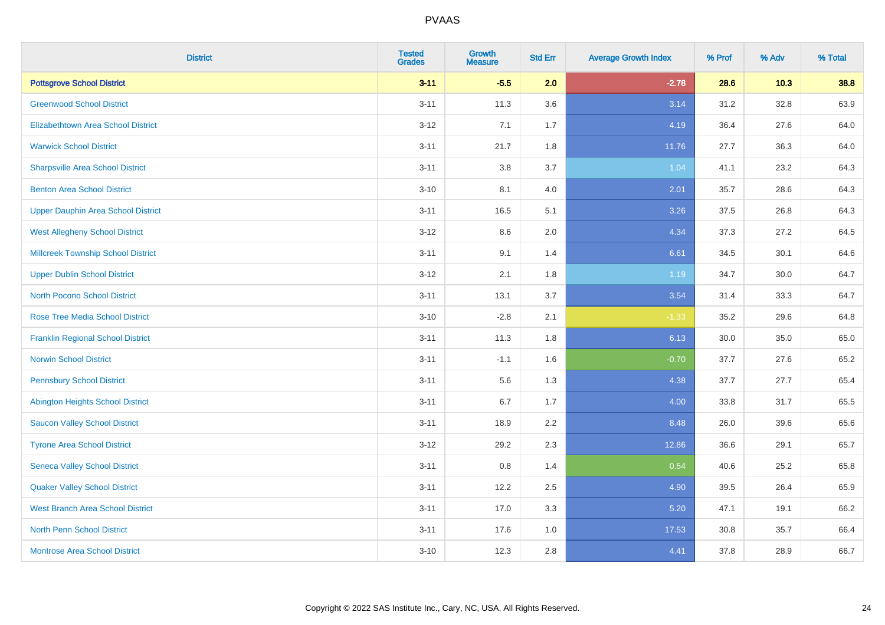# PVAAS

| District | Tested Grades | Growth Measure | Std Err | Average Growth Index | % Prof | % Adv | % Total |
|---|---|---|---|---|---|---|---|
| **Pottsgrove School District** | **3-11** | **-5.5** | **2.0** | **-2.78** | **28.6** | **10.3** | **38.8** |
| Greenwood School District | 3-11 | 11.3 | 3.6 | 3.14 | 31.2 | 32.8 | 63.9 |
| Elizabethtown Area School District | 3-12 | 7.1 | 1.7 | 4.19 | 36.4 | 27.6 | 64.0 |
| Warwick School District | 3-11 | 21.7 | 1.8 | 11.76 | 27.7 | 36.3 | 64.0 |
| Sharpsville Area School District | 3-11 | 3.8 | 3.7 | 1.04 | 41.1 | 23.2 | 64.3 |
| Benton Area School District | 3-10 | 8.1 | 4.0 | 2.01 | 35.7 | 28.6 | 64.3 |
| Upper Dauphin Area School District | 3-11 | 16.5 | 5.1 | 3.26 | 37.5 | 26.8 | 64.3 |
| West Allegheny School District | 3-12 | 8.6 | 2.0 | 4.34 | 37.3 | 27.2 | 64.5 |
| Millcreek Township School District | 3-11 | 9.1 | 1.4 | 6.61 | 34.5 | 30.1 | 64.6 |
| Upper Dublin School District | 3-12 | 2.1 | 1.8 | 1.19 | 34.7 | 30.0 | 64.7 |
| North Pocono School District | 3-11 | 13.1 | 3.7 | 3.54 | 31.4 | 33.3 | 64.7 |
| Rose Tree Media School District | 3-10 | -2.8 | 2.1 | -1.33 | 35.2 | 29.6 | 64.8 |
| Franklin Regional School District | 3-11 | 11.3 | 1.8 | 6.13 | 30.0 | 35.0 | 65.0 |
| Norwin School District | 3-11 | -1.1 | 1.6 | -0.70 | 37.7 | 27.6 | 65.2 |
| Pennsbury School District | 3-11 | 5.6 | 1.3 | 4.38 | 37.7 | 27.7 | 65.4 |
| Abington Heights School District | 3-11 | 6.7 | 1.7 | 4.00 | 33.8 | 31.7 | 65.5 |
| Saucon Valley School District | 3-11 | 18.9 | 2.2 | 8.48 | 26.0 | 39.6 | 65.6 |
| Tyrone Area School District | 3-12 | 29.2 | 2.3 | 12.86 | 36.6 | 29.1 | 65.7 |
| Seneca Valley School District | 3-11 | 0.8 | 1.4 | 0.54 | 40.6 | 25.2 | 65.8 |
| Quaker Valley School District | 3-11 | 12.2 | 2.5 | 4.90 | 39.5 | 26.4 | 65.9 |
| West Branch Area School District | 3-11 | 17.0 | 3.3 | 5.20 | 47.1 | 19.1 | 66.2 |
| North Penn School District | 3-11 | 17.6 | 1.0 | 17.53 | 30.8 | 35.7 | 66.4 |
| Montrose Area School District | 3-10 | 12.3 | 2.8 | 4.41 | 37.8 | 28.9 | 66.7 |

Copyright © 2022 SAS Institute Inc., Cary, NC, USA. All Rights Reserved.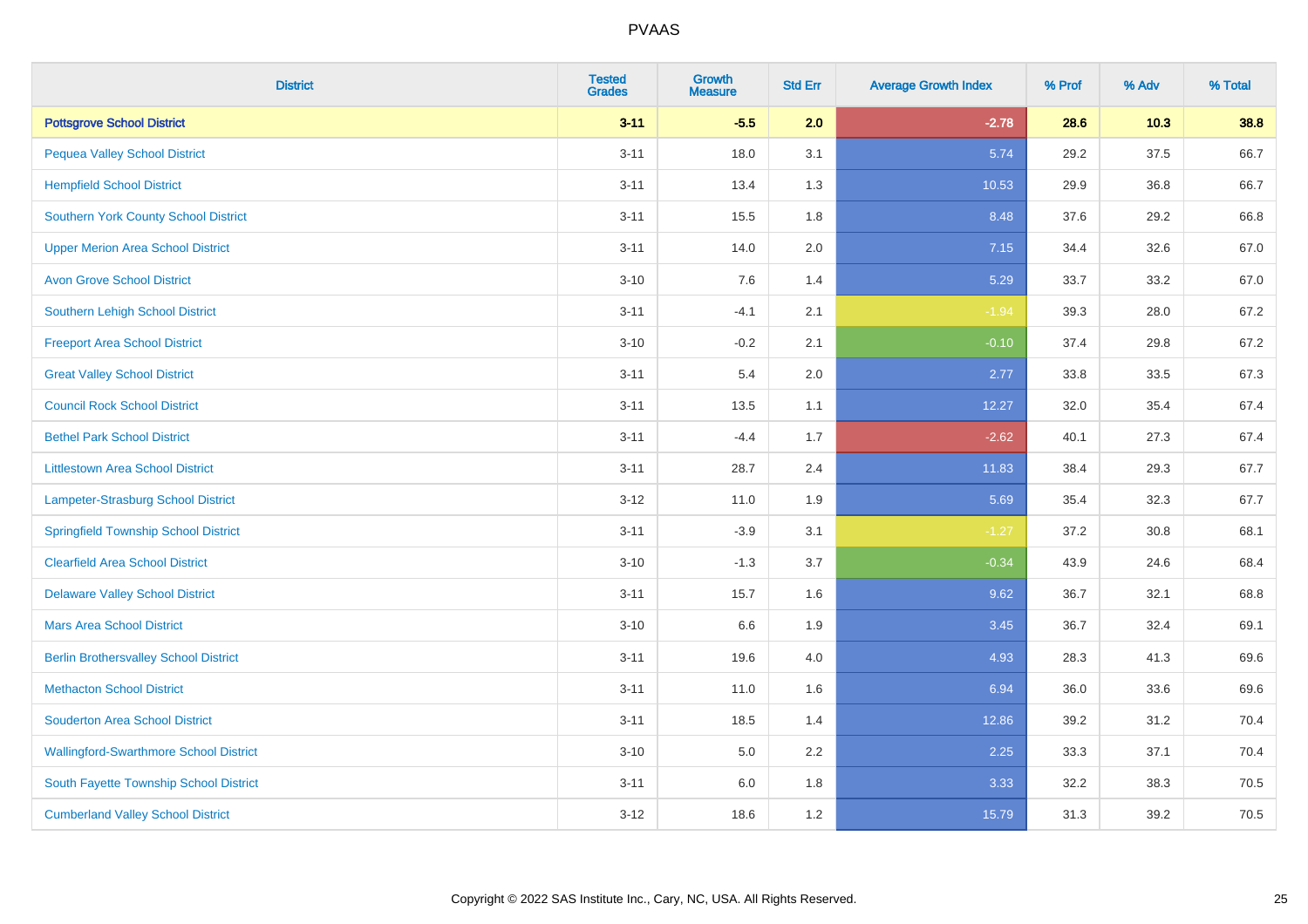| District | Tested Grades | Growth Measure | Std Err | Average Growth Index | % Prof | % Adv | % Total |
|---|---|---|---|---|---|---|---|
| **Pottsgrove School District** | **3-11** | **-5.5** | **2.0** | **-2.78** | **28.6** | **10.3** | **38.8** |
| Pequea Valley School District | 3-11 | 18.0 | 3.1 | 5.74 | 29.2 | 37.5 | 66.7 |
| Hempfield School District | 3-11 | 13.4 | 1.3 | 10.53 | 29.9 | 36.8 | 66.7 |
| Southern York County School District | 3-11 | 15.5 | 1.8 | 8.48 | 37.6 | 29.2 | 66.8 |
| Upper Merion Area School District | 3-11 | 14.0 | 2.0 | 7.15 | 34.4 | 32.6 | 67.0 |
| Avon Grove School District | 3-10 | 7.6 | 1.4 | 5.29 | 33.7 | 33.2 | 67.0 |
| Southern Lehigh School District | 3-11 | -4.1 | 2.1 | -1.94 | 39.3 | 28.0 | 67.2 |
| Freeport Area School District | 3-10 | -0.2 | 2.1 | -0.10 | 37.4 | 29.8 | 67.2 |
| Great Valley School District | 3-11 | 5.4 | 2.0 | 2.77 | 33.8 | 33.5 | 67.3 |
| Council Rock School District | 3-11 | 13.5 | 1.1 | 12.27 | 32.0 | 35.4 | 67.4 |
| Bethel Park School District | 3-11 | -4.4 | 1.7 | -2.62 | 40.1 | 27.3 | 67.4 |
| Littlestown Area School District | 3-11 | 28.7 | 2.4 | 11.83 | 38.4 | 29.3 | 67.7 |
| Lampeter-Strasburg School District | 3-12 | 11.0 | 1.9 | 5.69 | 35.4 | 32.3 | 67.7 |
| Springfield Township School District | 3-11 | -3.9 | 3.1 | -1.27 | 37.2 | 30.8 | 68.1 |
| Clearfield Area School District | 3-10 | -1.3 | 3.7 | -0.34 | 43.9 | 24.6 | 68.4 |
| Delaware Valley School District | 3-11 | 15.7 | 1.6 | 9.62 | 36.7 | 32.1 | 68.8 |
| Mars Area School District | 3-10 | 6.6 | 1.9 | 3.45 | 36.7 | 32.4 | 69.1 |
| Berlin Brothersvalley School District | 3-11 | 19.6 | 4.0 | 4.93 | 28.3 | 41.3 | 69.6 |
| Methacton School District | 3-11 | 11.0 | 1.6 | 6.94 | 36.0 | 33.6 | 69.6 |
| Souderton Area School District | 3-11 | 18.5 | 1.4 | 12.86 | 39.2 | 31.2 | 70.4 |
| Wallingford-Swarthmore School District | 3-10 | 5.0 | 2.2 | 2.25 | 33.3 | 37.1 | 70.4 |
| South Fayette Township School District | 3-11 | 6.0 | 1.8 | 3.33 | 32.2 | 38.3 | 70.5 |
| Cumberland Valley School District | 3-12 | 18.6 | 1.2 | 15.79 | 31.3 | 39.2 | 70.5 |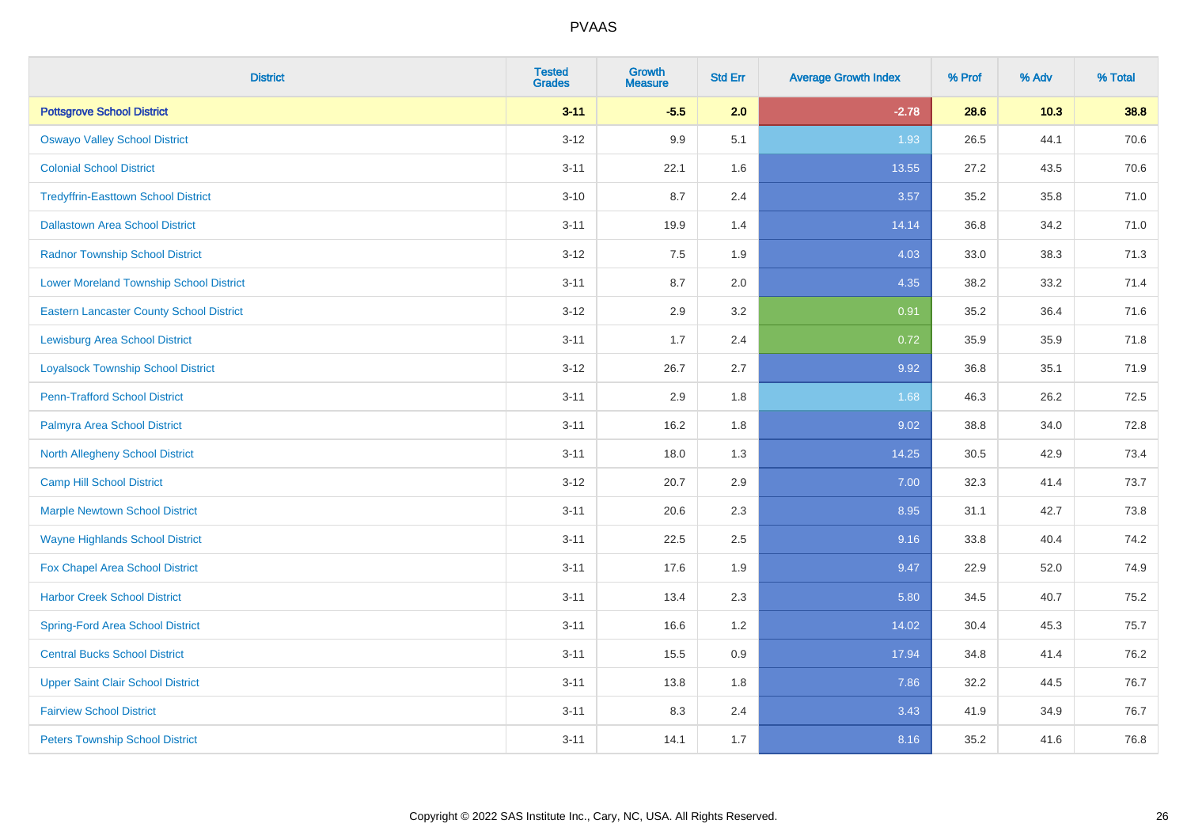# PVAAS

| District | Tested Grades | Growth Measure | Std Err | Average Growth Index | % Prof | % Adv | % Total |
|---|---|---|---|---|---|---|---|
| **Pottsgrove School District** | **3-11** | **-5.5** | **2.0** | **-2.78** | **28.6** | **10.3** | **38.8** |
| Oswayo Valley School District | 3-12 | 9.9 | 5.1 | 1.93 | 26.5 | 44.1 | 70.6 |
| Colonial School District | 3-11 | 22.1 | 1.6 | 13.55 | 27.2 | 43.5 | 70.6 |
| Tredyffrin-Easttown School District | 3-10 | 8.7 | 2.4 | 3.57 | 35.2 | 35.8 | 71.0 |
| Dallastown Area School District | 3-11 | 19.9 | 1.4 | 14.14 | 36.8 | 34.2 | 71.0 |
| Radnor Township School District | 3-12 | 7.5 | 1.9 | 4.03 | 33.0 | 38.3 | 71.3 |
| Lower Moreland Township School District | 3-11 | 8.7 | 2.0 | 4.35 | 38.2 | 33.2 | 71.4 |
| Eastern Lancaster County School District | 3-12 | 2.9 | 3.2 | 0.91 | 35.2 | 36.4 | 71.6 |
| Lewisburg Area School District | 3-11 | 1.7 | 2.4 | 0.72 | 35.9 | 35.9 | 71.8 |
| Loyalsock Township School District | 3-12 | 26.7 | 2.7 | 9.92 | 36.8 | 35.1 | 71.9 |
| Penn-Trafford School District | 3-11 | 2.9 | 1.8 | 1.68 | 46.3 | 26.2 | 72.5 |
| Palmyra Area School District | 3-11 | 16.2 | 1.8 | 9.02 | 38.8 | 34.0 | 72.8 |
| North Allegheny School District | 3-11 | 18.0 | 1.3 | 14.25 | 30.5 | 42.9 | 73.4 |
| Camp Hill School District | 3-12 | 20.7 | 2.9 | 7.00 | 32.3 | 41.4 | 73.7 |
| Marple Newtown School District | 3-11 | 20.6 | 2.3 | 8.95 | 31.1 | 42.7 | 73.8 |
| Wayne Highlands School District | 3-11 | 22.5 | 2.5 | 9.16 | 33.8 | 40.4 | 74.2 |
| Fox Chapel Area School District | 3-11 | 17.6 | 1.9 | 9.47 | 22.9 | 52.0 | 74.9 |
| Harbor Creek School District | 3-11 | 13.4 | 2.3 | 5.80 | 34.5 | 40.7 | 75.2 |
| Spring-Ford Area School District | 3-11 | 16.6 | 1.2 | 14.02 | 30.4 | 45.3 | 75.7 |
| Central Bucks School District | 3-11 | 15.5 | 0.9 | 17.94 | 34.8 | 41.4 | 76.2 |
| Upper Saint Clair School District | 3-11 | 13.8 | 1.8 | 7.86 | 32.2 | 44.5 | 76.7 |
| Fairview School District | 3-11 | 8.3 | 2.4 | 3.43 | 41.9 | 34.9 | 76.7 |
| Peters Township School District | 3-11 | 14.1 | 1.7 | 8.16 | 35.2 | 41.6 | 76.8 |

Copyright © 2022 SAS Institute Inc., Cary, NC, USA. All Rights Reserved.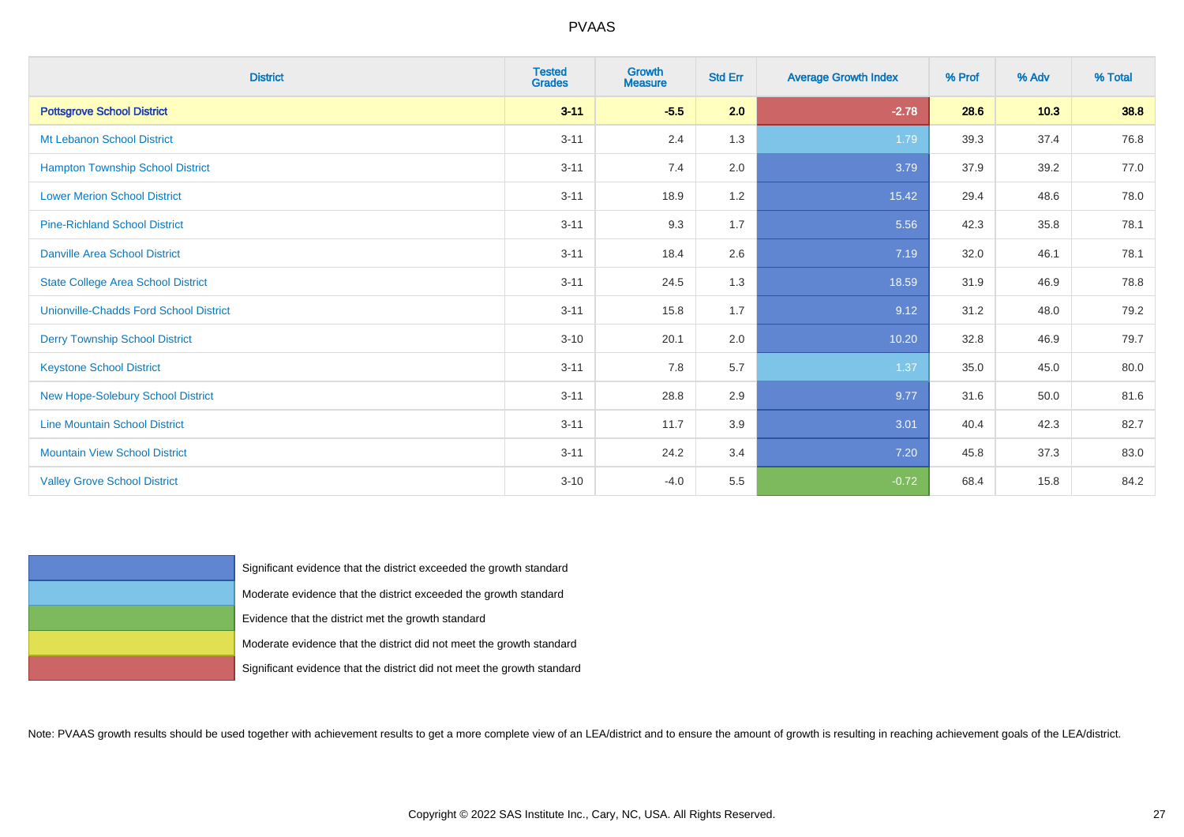PVAAS

| District | Tested Grades | Growth Measure | Std Err | Average Growth Index | % Prof | % Adv | % Total |
|---|---|---|---|---|---|---|---|
| **Pottsgrove School District** | **3-11** | **-5.5** | **2.0** | **-2.78** | **28.6** | **10.3** | **38.8** |
| Mt Lebanon School District | 3-11 | 2.4 | 1.3 | 1.79 | 39.3 | 37.4 | 76.8 |
| Hampton Township School District | 3-11 | 7.4 | 2.0 | 3.79 | 37.9 | 39.2 | 77.0 |
| Lower Merion School District | 3-11 | 18.9 | 1.2 | 15.42 | 29.4 | 48.6 | 78.0 |
| Pine-Richland School District | 3-11 | 9.3 | 1.7 | 5.56 | 42.3 | 35.8 | 78.1 |
| Danville Area School District | 3-11 | 18.4 | 2.6 | 7.19 | 32.0 | 46.1 | 78.1 |
| State College Area School District | 3-11 | 24.5 | 1.3 | 18.59 | 31.9 | 46.9 | 78.8 |
| Unionville-Chadds Ford School District | 3-11 | 15.8 | 1.7 | 9.12 | 31.2 | 48.0 | 79.2 |
| Derry Township School District | 3-10 | 20.1 | 2.0 | 10.20 | 32.8 | 46.9 | 79.7 |
| Keystone School District | 3-11 | 7.8 | 5.7 | 1.37 | 35.0 | 45.0 | 80.0 |
| New Hope-Solebury School District | 3-11 | 28.8 | 2.9 | 9.77 | 31.6 | 50.0 | 81.6 |
| Line Mountain School District | 3-11 | 11.7 | 3.9 | 3.01 | 40.4 | 42.3 | 82.7 |
| Mountain View School District | 3-11 | 24.2 | 3.4 | 7.20 | 45.8 | 37.3 | 83.0 |
| Valley Grove School District | 3-10 | -4.0 | 5.5 | -0.72 | 68.4 | 15.8 | 84.2 |

Significant evidence that the district exceeded the growth standard

Moderate evidence that the district exceeded the growth standard

Evidence that the district met the growth standard

Moderate evidence that the district did not meet the growth standard

Significant evidence that the district did not meet the growth standard

Note: PVAAS growth results should be used together with achievement results to get a more complete view of an LEA/district and to ensure the amount of growth is resulting in reaching achievement goals of the LEA/district.

Copyright © 2022 SAS Institute Inc., Cary, NC, USA. All Rights Reserved.